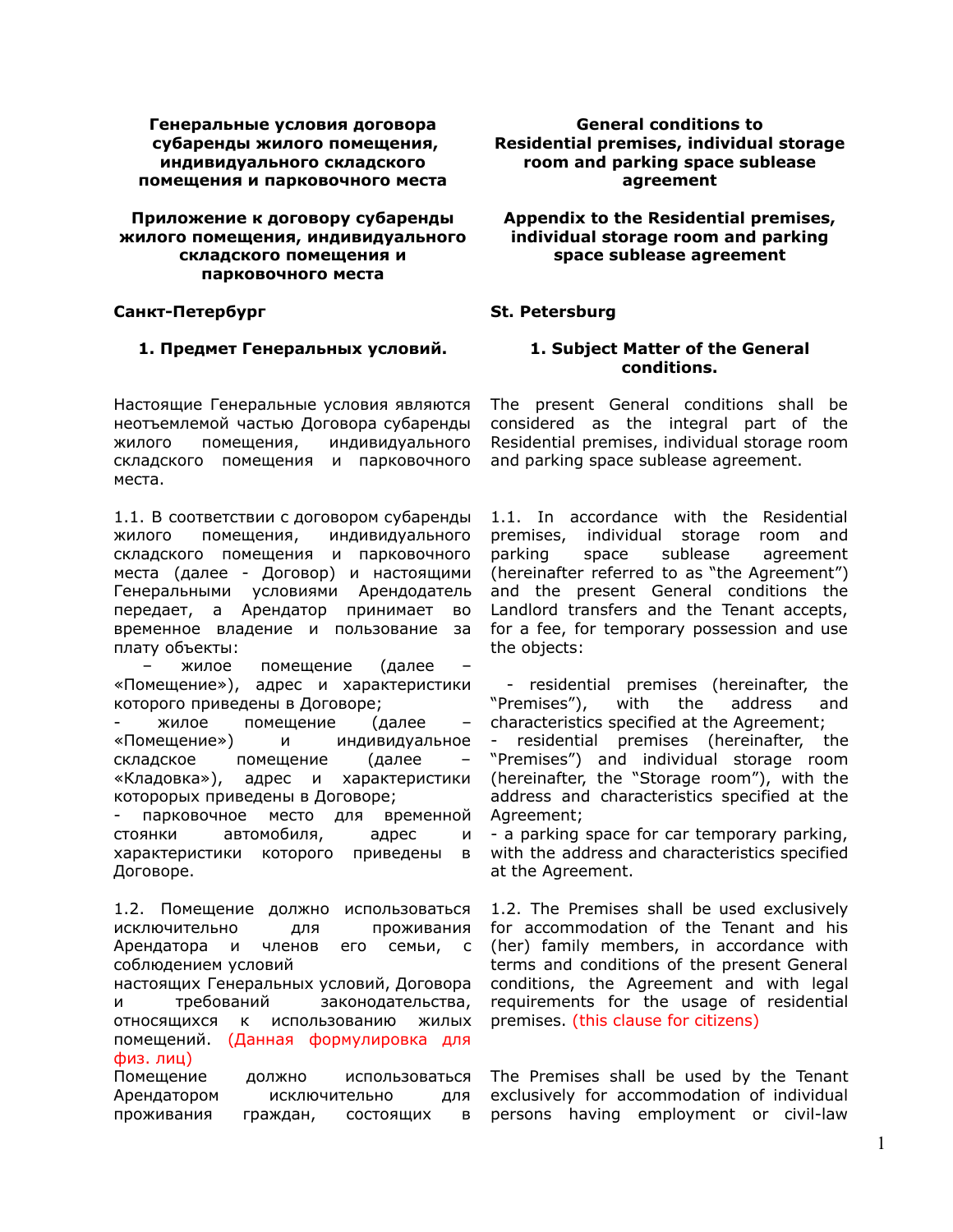**Генеральные условия договора субаренды жилого помещения, индивидуального складского помещения и парковочного места**

**Приложение к договору субаренды жилого помещения, индивидуального складского помещения и парковочного места**

**Санкт-Петербург**

**1. Предмет Генеральных условий.**

Настоящие Генеральные условия являются неотъемлемой частью Договора субаренды жилого помещения, индивидуального складского помещения и парковочного места.

1.1. В соответствии с договором субаренды жилого помещения, индивидуального складского помещения и парковочного места (далее - Договор) и настоящими Генеральными условиями Арендодатель передает, а Арендатор принимает во временное владение и пользование за плату объекты:

– жилое помещение (далее – «Помещение»), адрес и характеристики которого приведены в Договоре;
- жилое помещение (далее – «Помещение») и индивидуальное складское помещение (далее – «Кладовка»), адрес и характеристики которорых приведены в Договоре;
- парковочное место для временной стоянки автомобиля, адрес и характеристики которого приведены в Договоре.

1.2. Помещение должно использоваться исключительно для проживания Арендатора и членов его семьи, с соблюдением условий настоящих Генеральных условий, Договора и требований законодательства, относящихся к использованию жилых помещений. (Данная формулировка для физ. лиц)

Помещение должно использоваться Арендатором исключительно для проживания граждан, состоящих в

**General conditions to Residential premises, individual storage room and parking space sublease agreement**

**Appendix to the Residential premises, individual storage room and parking space sublease agreement**

**St. Petersburg**

**1. Subject Matter of the General conditions.**

The present General conditions shall be considered as the integral part of the Residential premises, individual storage room and parking space sublease agreement.

1.1. In accordance with the Residential premises, individual storage room and parking space sublease agreement (hereinafter referred to as “the Agreement”) and the present General conditions the Landlord transfers and the Tenant accepts, for a fee, for temporary possession and use the objects:

- residential premises (hereinafter, the “Premises”), with the address and characteristics specified at the Agreement;
- residential premises (hereinafter, the “Premises”) and individual storage room (hereinafter, the “Storage room”), with the address and characteristics specified at the Agreement;
- a parking space for car temporary parking, with the address and characteristics specified at the Agreement.

1.2. The Premises shall be used exclusively for accommodation of the Tenant and his (her) family members, in accordance with terms and conditions of the present General conditions, the Agreement and with legal requirements for the usage of residential premises. (this clause for citizens)

The Premises shall be used by the Tenant exclusively for accommodation of individual persons having employment or civil-law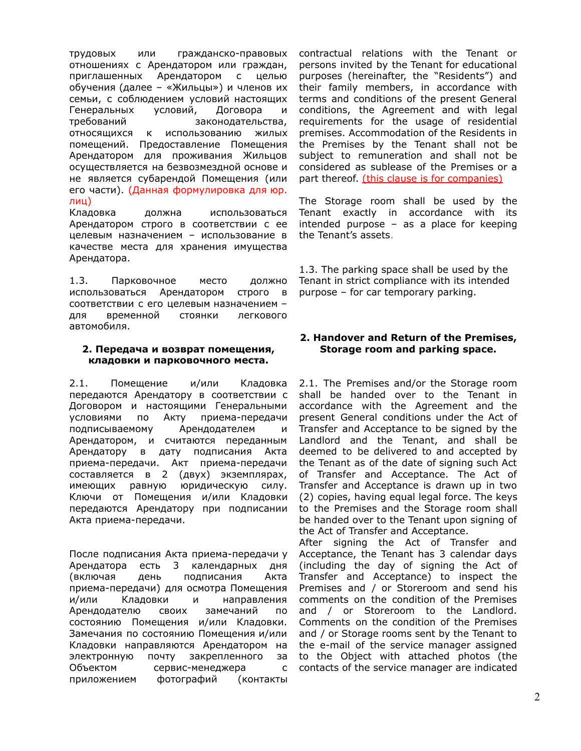трудовых или гражданско-правовых отношениях с Арендатором или граждан, приглашенных Арендатором с целью обучения (далее – «Жильцы») и членов их семьи, с соблюдением условий настоящих Генеральных условий, Договора и требований законодательства, относящихся к использованию жилых помещений. Предоставление Помещения Арендатором для проживания Жильцов осуществляется на безвозмездной основе и не является субарендой Помещения (или его части). (Данная формулировка для юр. лиц)

Кладовка должна использоваться Арендатором строго в соответствии с ее целевым назначением – использование в качестве места для хранения имущества Арендатора.

1.3. Парковочное место должно использоваться Арендатором строго в соответствии с его целевым назначением – для временной стоянки легкового автомобиля.

## 2. Передача и возврат помещения, кладовки и парковочного места.

2.1. Помещение и/или Кладовка передаются Арендатору в соответствии с Договором и настоящими Генеральными условиями по Акту приема-передачи подписываемому Арендодателем и Арендатором, и считаются переданным Арендатору в дату подписания Акта приема-передачи. Акт приема-передачи составляется в 2 (двух) экземплярах, имеющих равную юридическую силу. Ключи от Помещения и/или Кладовки передаются Арендатору при подписании Акта приема-передачи.

После подписания Акта приема-передачи у Арендатора есть 3 календарных дня (включая день подписания Акта приема-передачи) для осмотра Помещения и/или Кладовки и направления Арендодателю своих замечаний по состоянию Помещения и/или Кладовки. Замечания по состоянию Помещения и/или Кладовки направляются Арендатором на электронную почту закрепленного за Объектом сервис-менеджера с приложением фотографий (контакты

---

contractual relations with the Tenant or persons invited by the Tenant for educational purposes (hereinafter, the "Residents") and their family members, in accordance with terms and conditions of the present General conditions, the Agreement and with legal requirements for the usage of residential premises. Accommodation of the Residents in the Premises by the Tenant shall not be subject to remuneration and shall not be considered as sublease of the Premises or a part thereof. (this clause is for companies)

The Storage room shall be used by the Tenant exactly in accordance with its intended purpose – as a place for keeping the Tenant's assets.

1.3. The parking space shall be used by the Tenant in strict compliance with its intended purpose – for car temporary parking.

## 2. Handover and Return of the Premises, Storage room and parking space.

2.1. The Premises and/or the Storage room shall be handed over to the Tenant in accordance with the Agreement and the present General conditions under the Act of Transfer and Acceptance to be signed by the Landlord and the Tenant, and shall be deemed to be delivered to and accepted by the Tenant as of the date of signing such Act of Transfer and Acceptance. The Act of Transfer and Acceptance is drawn up in two (2) copies, having equal legal force. The keys to the Premises and the Storage room shall be handed over to the Tenant upon signing of the Act of Transfer and Acceptance.

After signing the Act of Transfer and Acceptance, the Tenant has 3 calendar days (including the day of signing the Act of Transfer and Acceptance) to inspect the Premises and / or Storeroom and send his comments on the condition of the Premises and / or Storeroom to the Landlord. Comments on the condition of the Premises and / or Storage rooms sent by the Tenant to the e-mail of the service manager assigned to the Object with attached photos (the contacts of the service manager are indicated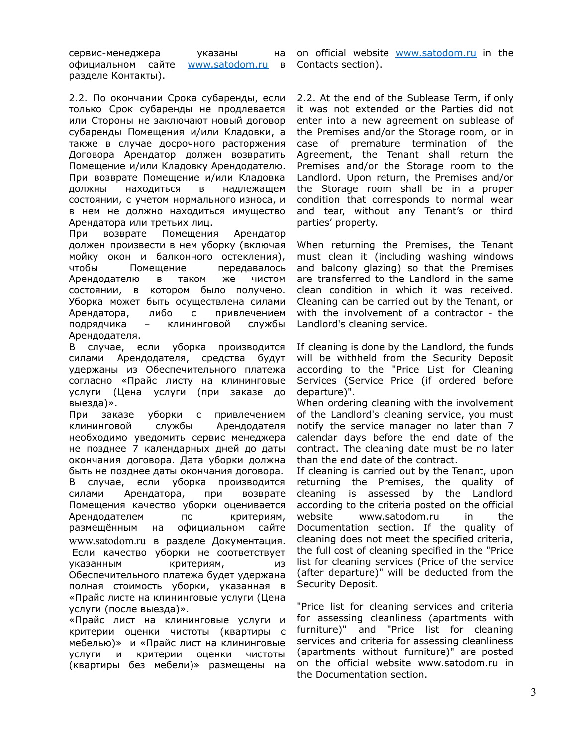сервис-менеджера указаны на официальном сайте [www.satodom.ru](http://www.satodom.ru) в разделе Контакты).

on official website [www.satodom.ru](http://www.satodom.ru) in the Contacts section).

2.2. По окончании Срока субаренды, если только Срок субаренды не продлевается или Стороны не заключают новый договор субаренды Помещения и/или Кладовки, а также в случае досрочного расторжения Договора Арендатор должен возвратить Помещение и/или Кладовку Арендодателю. При возврате Помещение и/или Кладовка должны находиться в надлежащем состоянии, с учетом нормального износа, и в нем не должно находиться имущество Арендатора или третьих лиц.

При возврате Помещения Арендатор должен произвести в нем уборку (включая мойку окон и балконного остекления), чтобы Помещение передавалось Арендодателю в таком же чистом состоянии, в котором было получено. Уборка может быть осуществлена силами Арендатора, либо с привлечением подрядчика – клининговой службы Арендодателя.

В случае, если уборка производится силами Арендодателя, средства будут удержаны из Обеспечительного платежа согласно «Прайс листу на клининговые услуги (Цена услуги (при заказе до выезда)».

При заказе уборки с привлечением клининговой службы Арендодателя необходимо уведомить сервис менеджера не позднее 7 календарных дней до даты окончания договора. Дата уборки должна быть не позднее даты окончания договора.

В случае, если уборка производится силами Арендатора, при возврате Помещения качество уборки оценивается Арендодателем по критериям, размещённым на официальном сайте www.satodom.ru в разделе Документация. Если качество уборки не соответствует указанным критериям, из Обеспечительного платежа будет удержана полная стоимость уборки, указанная в «Прайс листе на клининговые услуги (Цена услуги (после выезда)».

«Прайс лист на клининговые услуги и критерии оценки чистоты (квартиры с мебелью)» и «Прайс лист на клининговые услуги и критерии оценки чистоты (квартиры без мебели)» размещены на

2.2. At the end of the Sublease Term, if only it was not extended or the Parties did not enter into a new agreement on sublease of the Premises and/or the Storage room, or in case of premature termination of the Agreement, the Tenant shall return the Premises and/or the Storage room to the Landlord. Upon return, the Premises and/or the Storage room shall be in a proper condition that corresponds to normal wear and tear, without any Tenant's or third parties' property.

When returning the Premises, the Tenant must clean it (including washing windows and balcony glazing) so that the Premises are transferred to the Landlord in the same clean condition in which it was received. Cleaning can be carried out by the Tenant, or with the involvement of a contractor - the Landlord's cleaning service.

If cleaning is done by the Landlord, the funds will be withheld from the Security Deposit according to the "Price List for Cleaning Services (Service Price (if ordered before departure)".

When ordering cleaning with the involvement of the Landlord's cleaning service, you must notify the service manager no later than 7 calendar days before the end date of the contract. The cleaning date must be no later than the end date of the contract.

If cleaning is carried out by the Tenant, upon returning the Premises, the quality of cleaning is assessed by the Landlord according to the criteria posted on the official website www.satodom.ru in the Documentation section. If the quality of cleaning does not meet the specified criteria, the full cost of cleaning specified in the "Price list for cleaning services (Price of the service (after departure)" will be deducted from the Security Deposit.

"Price list for cleaning services and criteria for assessing cleanliness (apartments with furniture)" and "Price list for cleaning services and criteria for assessing cleanliness (apartments without furniture)" are posted on the official website www.satodom.ru in the Documentation section.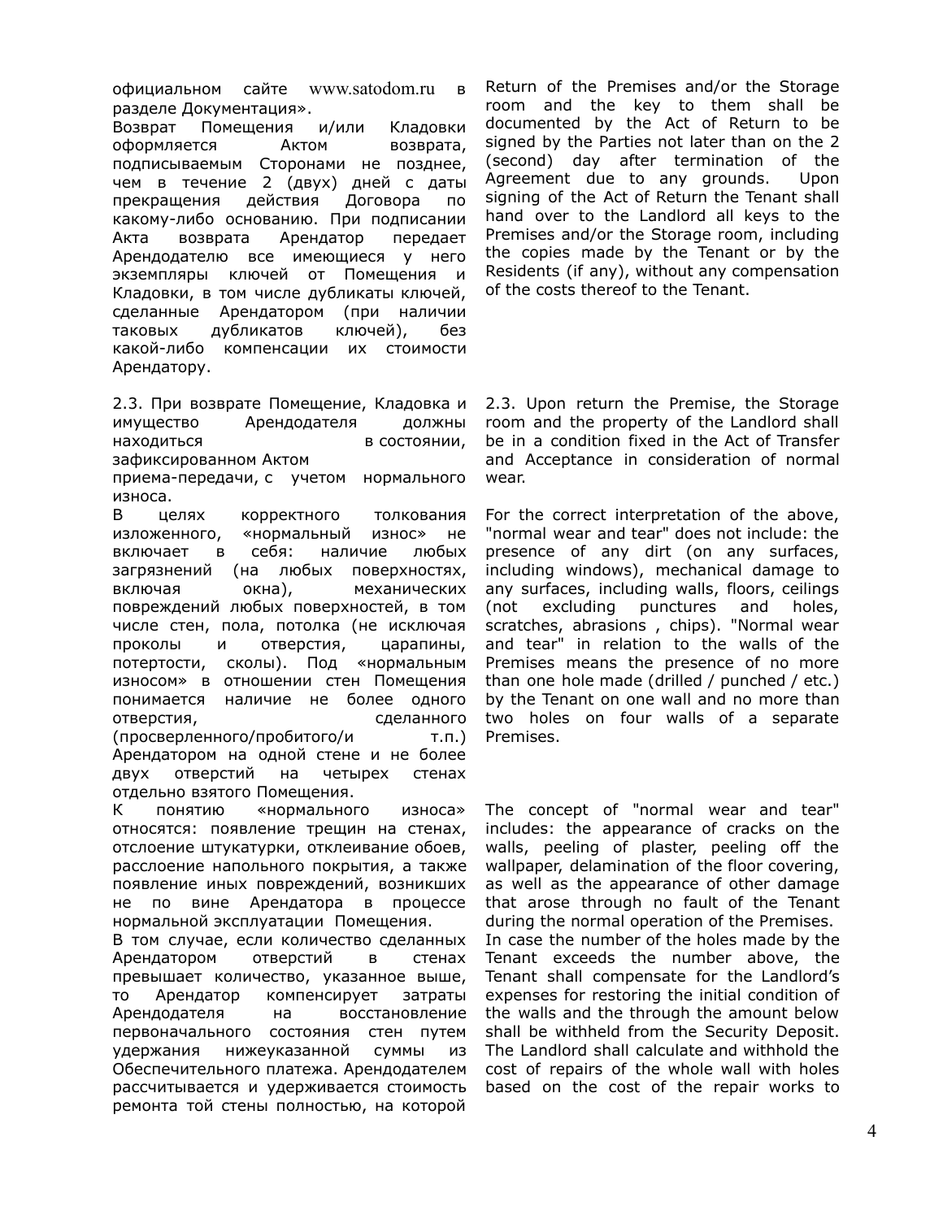официальном сайте www.satodom.ru в разделе Документация».

Возврат Помещения и/или Кладовки оформляется Актом возврата, подписываемым Сторонами не позднее, чем в течение 2 (двух) дней с даты прекращения действия Договора по какому-либо основанию. При подписании Акта возврата Арендатор передает Арендодателю все имеющиеся у него экземпляры ключей от Помещения и Кладовки, в том числе дубликаты ключей, сделанные Арендатором (при наличии таковых дубликатов ключей), без какой-либо компенсации их стоимости Арендатору.

Return of the Premises and/or the Storage room and the key to them shall be documented by the Act of Return to be signed by the Parties not later than on the 2 (second) day after termination of the Agreement due to any grounds. Upon signing of the Act of Return the Tenant shall hand over to the Landlord all keys to the Premises and/or the Storage room, including the copies made by the Tenant or by the Residents (if any), without any compensation of the costs thereof to the Tenant.

2.3. При возврате Помещение, Кладовка и имущество Арендодателя должны находиться в состоянии, зафиксированном Актом приема-передачи, с учетом нормального износа.

2.3. Upon return the Premise, the Storage room and the property of the Landlord shall be in a condition fixed in the Act of Transfer and Acceptance in consideration of normal wear.

В целях корректного толкования изложенного, «нормальный износ» не включает в себя: наличие любых загрязнений (на любых поверхностях, включая окна), механических повреждений любых поверхностей, в том числе стен, пола, потолка (не исключая проколы и отверстия, царапины, потертости, сколы). Под «нормальным износом» в отношении стен Помещения понимается наличие не более одного отверстия, сделанного (просверленного/пробитого/и т.п.) Арендатором на одной стене и не более двух отверстий на четырех стенах отдельно взятого Помещения.

For the correct interpretation of the above, "normal wear and tear" does not include: the presence of any dirt (on any surfaces, including windows), mechanical damage to any surfaces, including walls, floors, ceilings (not excluding punctures and holes, scratches, abrasions , chips). "Normal wear and tear" in relation to the walls of the Premises means the presence of no more than one hole made (drilled / punched / etc.) by the Tenant on one wall and no more than two holes on four walls of a separate Premises.

К понятию «нормального износа» относятся: появление трещин на стенах, отслоение штукатурки, отклеивание обоев, расслоение напольного покрытия, а также появление иных повреждений, возникших не по вине Арендатора в процессе нормальной эксплуатации Помещения.

The concept of "normal wear and tear" includes: the appearance of cracks on the walls, peeling of plaster, peeling off the wallpaper, delamination of the floor covering, as well as the appearance of other damage that arose through no fault of the Tenant during the normal operation of the Premises.

В том случае, если количество сделанных Арендатором отверстий в стенах превышает количество, указанное выше, то Арендатор компенсирует затраты Арендодателя на восстановление первоначального состояния стен путем удержания нижеуказанной суммы из Обеспечительного платежа. Арендодателем рассчитывается и удерживается стоимость ремонта той стены полностью, на которой

In case the number of the holes made by the Tenant exceeds the number above, the Tenant shall compensate for the Landlord's expenses for restoring the initial condition of the walls and the through the amount below shall be withheld from the Security Deposit. The Landlord shall calculate and withhold the cost of repairs of the whole wall with holes based on the cost of the repair works to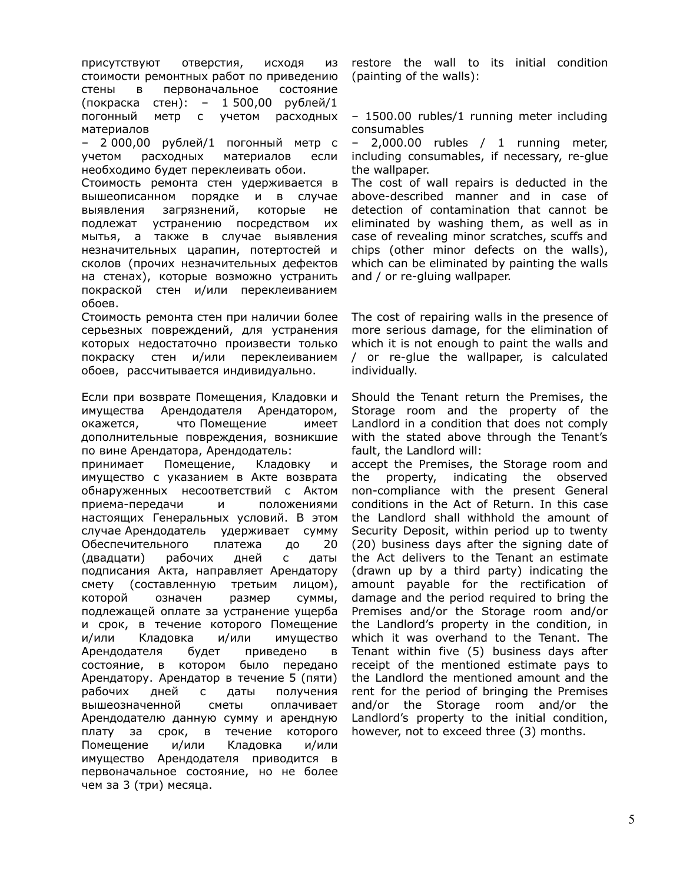присутствуют отверстия, исходя из стоимости ремонтных работ по приведению стены в первоначальное состояние (покраска стен): – 1 500,00 рублей/1 погонный метр с учетом расходных материалов

– 2 000,00 рублей/1 погонный метр с учетом расходных материалов если необходимо будет переклеивать обои.

Стоимость ремонта стен удерживается в вышеописанном порядке и в случае выявления загрязнений, которые не подлежат устранению посредством их мытья, а также в случае выявления незначительных царапин, потертостей и сколов (прочих незначительных дефектов на стенах), которые возможно устранить покраской стен и/или переклеиванием обоев.

Стоимость ремонта стен при наличии более серьезных повреждений, для устранения которых недостаточно произвести только покраску стен и/или переклеиванием обоев, рассчитывается индивидуально.

Если при возврате Помещения, Кладовки и имущества Арендодателя Арендатором, окажется, что Помещение имеет дополнительные повреждения, возникшие по вине Арендатора, Арендодатель:

принимает Помещение, Кладовку и имущество с указанием в Акте возврата обнаруженных несоответствий с Актом приема-передачи и положениями настоящих Генеральных условий. В этом случае Арендодатель удерживает сумму Обеспечительного платежа до 20 (двадцати) рабочих дней с даты подписания Акта, направляет Арендатору смету (составленную третьим лицом), которой означен размер суммы, подлежащей оплате за устранение ущерба и срок, в течение которого Помещение и/или Кладовка и/или имущество Арендодателя будет приведено в состояние, в котором было передано Арендатору. Арендатор в течение 5 (пяти) рабочих дней с даты получения вышеозначенной сметы оплачивает Арендодателю данную сумму и арендную плату за срок, в течение которого Помещение и/или Кладовка и/или имущество Арендодателя приводится в первоначальное состояние, но не более чем за 3 (три) месяца.

restore the wall to its initial condition (painting of the walls):

– 1500.00 rubles/1 running meter including consumables

– 2,000.00 rubles / 1 running meter, including consumables, if necessary, re-glue the wallpaper.

The cost of wall repairs is deducted in the above-described manner and in case of detection of contamination that cannot be eliminated by washing them, as well as in case of revealing minor scratches, scuffs and chips (other minor defects on the walls), which can be eliminated by painting the walls and / or re-gluing wallpaper.

The cost of repairing walls in the presence of more serious damage, for the elimination of which it is not enough to paint the walls and / or re-glue the wallpaper, is calculated individually.

Should the Tenant return the Premises, the Storage room and the property of the Landlord in a condition that does not comply with the stated above through the Tenant's fault, the Landlord will:

accept the Premises, the Storage room and the property, indicating the observed non-compliance with the present General conditions in the Act of Return. In this case the Landlord shall withhold the amount of Security Deposit, within period up to twenty (20) business days after the signing date of the Act delivers to the Tenant an estimate (drawn up by a third party) indicating the amount payable for the rectification of damage and the period required to bring the Premises and/or the Storage room and/or the Landlord's property in the condition, in which it was overhand to the Tenant. The Tenant within five (5) business days after receipt of the mentioned estimate pays to the Landlord the mentioned amount and the rent for the period of bringing the Premises and/or the Storage room and/or the Landlord's property to the initial condition, however, not to exceed three (3) months.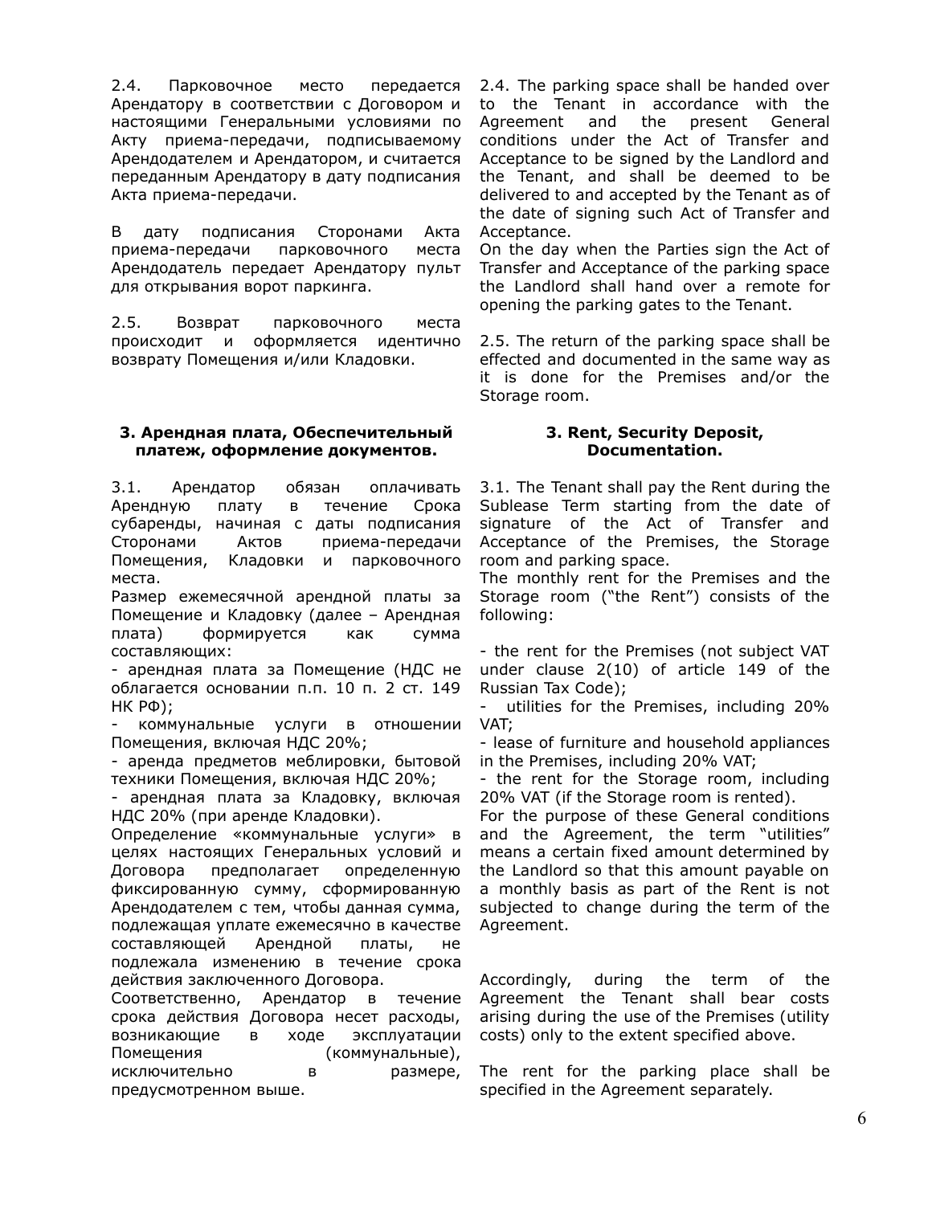2.4. Парковочное место передается Арендатору в соответствии с Договором и настоящими Генеральными условиями по Акту приема-передачи, подписываемому Арендодателем и Арендатором, и считается переданным Арендатору в дату подписания Акта приема-передачи.

В дату подписания Сторонами Акта приема-передачи парковочного места Арендодатель передает Арендатору пульт для открывания ворот паркинга.

2.5. Возврат парковочного места происходит и оформляется идентично возврату Помещения и/или Кладовки.

**3. Арендная плата, Обеспечительный платеж, оформление документов.**

3.1. Арендатор обязан оплачивать Арендную плату в течение Срока субаренды, начиная с даты подписания Сторонами Актов приема-передачи Помещения, Кладовки и парковочного места.

Размер ежемесячной арендной платы за Помещение и Кладовку (далее – Арендная плата) формируется как сумма составляющих:

- арендная плата за Помещение (НДС не облагается основании п.п. 10 п. 2 ст. 149 НК РФ);
- коммунальные услуги в отношении Помещения, включая НДС 20%;
- аренда предметов меблировки, бытовой техники Помещения, включая НДС 20%;
- арендная плата за Кладовку, включая НДС 20% (при аренде Кладовки).

Определение «коммунальные услуги» в целях настоящих Генеральных условий и Договора предполагает определенную фиксированную сумму, сформированную Арендодателем с тем, чтобы данная сумма, подлежащая уплате ежемесячно в качестве составляющей Арендной платы, не подлежала изменению в течение срока действия заключенного Договора.

Соответственно, Арендатор в течение срока действия Договора несет расходы, возникающие в ходе эксплуатации Помещения (коммунальные), исключительно в размере, предусмотренном выше.

2.4. The parking space shall be handed over to the Tenant in accordance with the Agreement and the present General conditions under the Act of Transfer and Acceptance to be signed by the Landlord and the Tenant, and shall be deemed to be delivered to and accepted by the Tenant as of the date of signing such Act of Transfer and Acceptance.

On the day when the Parties sign the Act of Transfer and Acceptance of the parking space the Landlord shall hand over a remote for opening the parking gates to the Tenant.

2.5. The return of the parking space shall be effected and documented in the same way as it is done for the Premises and/or the Storage room.

**3. Rent, Security Deposit, Documentation.**

3.1. The Tenant shall pay the Rent during the Sublease Term starting from the date of signature of the Act of Transfer and Acceptance of the Premises, the Storage room and parking space.

The monthly rent for the Premises and the Storage room ("the Rent") consists of the following:

- the rent for the Premises (not subject VAT under clause 2(10) of article 149 of the Russian Tax Code);
- utilities for the Premises, including 20% VAT;
- lease of furniture and household appliances in the Premises, including 20% VAT;
- the rent for the Storage room, including 20% VAT (if the Storage room is rented).

For the purpose of these General conditions and the Agreement, the term "utilities" means a certain fixed amount determined by the Landlord so that this amount payable on a monthly basis as part of the Rent is not subjected to change during the term of the Agreement.

Accordingly, during the term of the Agreement the Tenant shall bear costs arising during the use of the Premises (utility costs) only to the extent specified above.

The rent for the parking place shall be specified in the Agreement separately.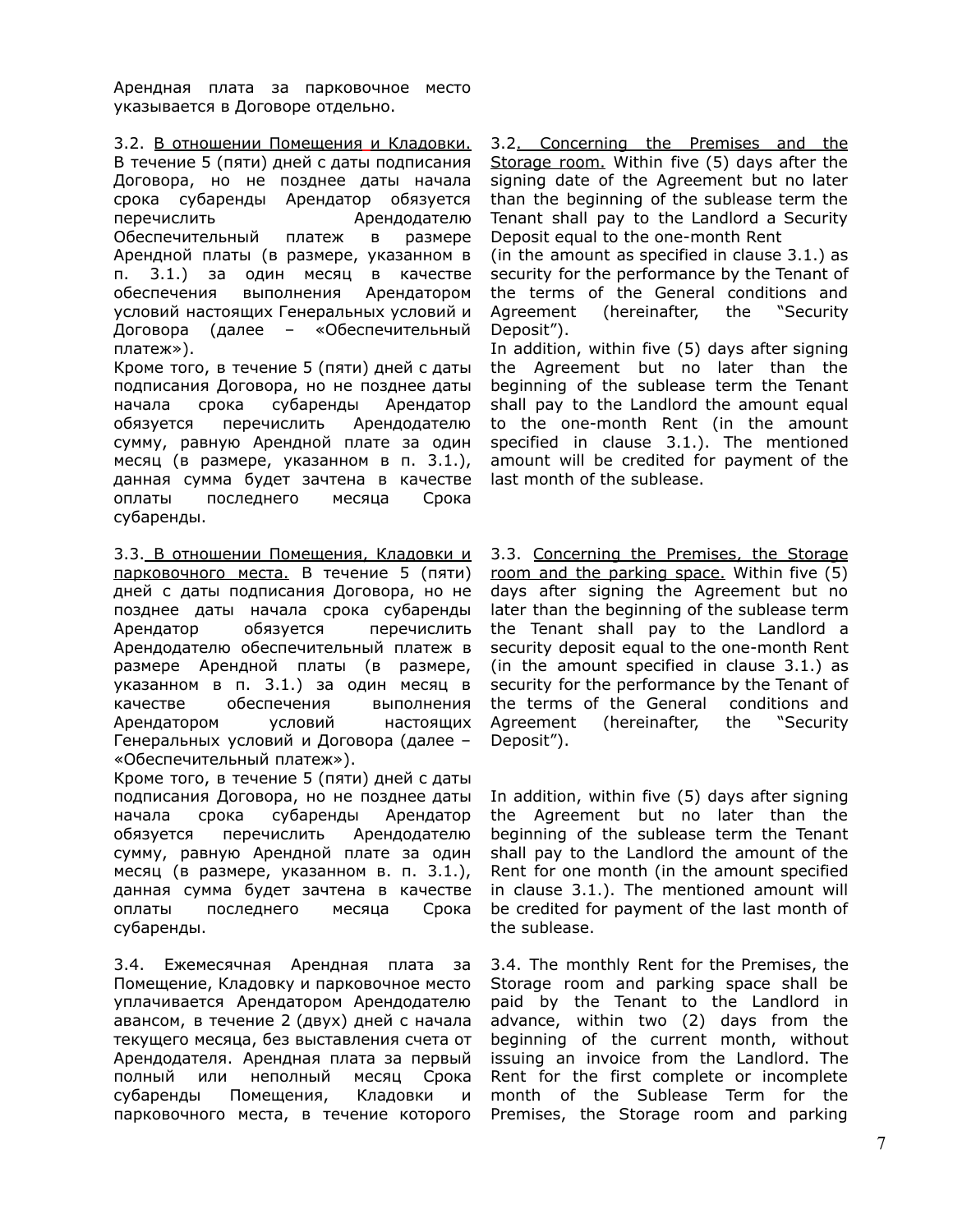Арендная плата за парковочное место указывается в Договоре отдельно.

3.2. В отношении Помещения и Кладовки. В течение 5 (пяти) дней с даты подписания Договора, но не позднее даты начала срока субаренды Арендатор обязуется перечислить Арендодателю Обеспечительный платеж в размере Арендной платы (в размере, указанном в п. 3.1.) за один месяц в качестве обеспечения выполнения Арендатором условий настоящих Генеральных условий и Договора (далее – «Обеспечительный платеж»).

Кроме того, в течение 5 (пяти) дней с даты подписания Договора, но не позднее даты начала срока субаренды Арендатор обязуется перечислить Арендодателю сумму, равную Арендной плате за один месяц (в размере, указанном в п. 3.1.), данная сумма будет зачтена в качестве оплаты последнего месяца Срока субаренды.

3.2. Concerning the Premises and the Storage room. Within five (5) days after the signing date of the Agreement but no later than the beginning of the sublease term the Tenant shall pay to the Landlord a Security Deposit equal to the one-month Rent (in the amount as specified in clause 3.1.) as security for the performance by the Tenant of the terms of the General conditions and Agreement (hereinafter, the "Security Deposit").

In addition, within five (5) days after signing the Agreement but no later than the beginning of the sublease term the Tenant shall pay to the Landlord the amount equal to the one-month Rent (in the amount specified in clause 3.1.). The mentioned amount will be credited for payment of the last month of the sublease.

3.3. В отношении Помещения, Кладовки и парковочного места. В течение 5 (пяти) дней с даты подписания Договора, но не позднее даты начала срока субаренды Арендатор обязуется перечислить Арендодателю обеспечительный платеж в размере Арендной платы (в размере, указанном в п. 3.1.) за один месяц в качестве обеспечения выполнения Арендатором условий настоящих Генеральных условий и Договора (далее – «Обеспечительный платеж»).

Кроме того, в течение 5 (пяти) дней с даты подписания Договора, но не позднее даты начала срока субаренды Арендатор обязуется перечислить Арендодателю сумму, равную Арендной плате за один месяц (в размере, указанном в. п. 3.1.), данная сумма будет зачтена в качестве оплаты последнего месяца Срока субаренды.

3.3. Concerning the Premises, the Storage room and the parking space. Within five (5) days after signing the Agreement but no later than the beginning of the sublease term the Tenant shall pay to the Landlord a security deposit equal to the one-month Rent (in the amount specified in clause 3.1.) as security for the performance by the Tenant of the terms of the General conditions and Agreement (hereinafter, the "Security Deposit").

In addition, within five (5) days after signing the Agreement but no later than the beginning of the sublease term the Tenant shall pay to the Landlord the amount of the Rent for one month (in the amount specified in clause 3.1.). The mentioned amount will be credited for payment of the last month of the sublease.

3.4. Ежемесячная Арендная плата за Помещение, Кладовку и парковочное место уплачивается Арендатором Арендодателю авансом, в течение 2 (двух) дней с начала текущего месяца, без выставления счета от Арендодателя. Арендная плата за первый полный или неполный месяц Срока субаренды Помещения, Кладовки и парковочного места, в течение которого

3.4. The monthly Rent for the Premises, the Storage room and parking space shall be paid by the Tenant to the Landlord in advance, within two (2) days from the beginning of the current month, without issuing an invoice from the Landlord. The Rent for the first complete or incomplete month of the Sublease Term for the Premises, the Storage room and parking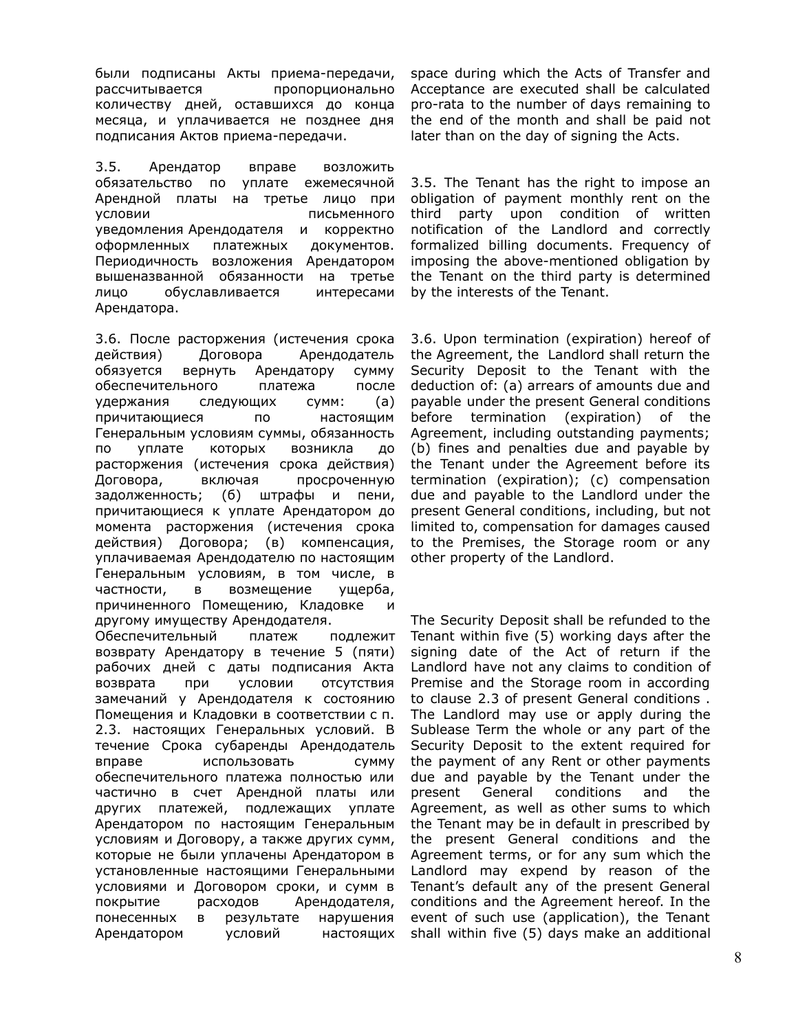были подписаны Акты приема-передачи, рассчитывается пропорционально количеству дней, оставшихся до конца месяца, и уплачивается не позднее дня подписания Актов приема-передачи.

space during which the Acts of Transfer and Acceptance are executed shall be calculated pro-rata to the number of days remaining to the end of the month and shall be paid not later than on the day of signing the Acts.

3.5. Арендатор вправе возложить обязательство по уплате ежемесячной Арендной платы на третье лицо при условии письменного уведомления Арендодателя и корректно оформленных платежных документов. Периодичность возложения Арендатором вышеназванной обязанности на третье лицо обуславливается интересами Арендатора.

3.5. The Tenant has the right to impose an obligation of payment monthly rent on the third party upon condition of written notification of the Landlord and correctly formalized billing documents. Frequency of imposing the above-mentioned obligation by the Tenant on the third party is determined by the interests of the Tenant.

3.6. После расторжения (истечения срока действия) Договора Арендодатель обязуется вернуть Арендатору сумму обеспечительного платежа после удержания следующих сумм: (а) причитающиеся по настоящим Генеральным условиям суммы, обязанность по уплате которых возникла до расторжения (истечения срока действия) Договора, включая просроченную задолженность; (б) штрафы и пени, причитающиеся к уплате Арендатором до момента расторжения (истечения срока действия) Договора; (в) компенсация, уплачиваемая Арендодателю по настоящим Генеральным условиям, в том числе, в частности, в возмещение ущерба, причиненного Помещению, Кладовке и другому имуществу Арендодателя.

Обеспечительный платеж подлежит возврату Арендатору в течение 5 (пяти) рабочих дней с даты подписания Акта возврата при условии отсутствия замечаний у Арендодателя к состоянию Помещения и Кладовки в соответствии с п. 2.3. настоящих Генеральных условий. В течение Срока субаренды Арендодатель вправе использовать сумму обеспечительного платежа полностью или частично в счет Арендной платы или других платежей, подлежащих уплате Арендатором по настоящим Генеральным условиям и Договору, а также других сумм, которые не были уплачены Арендатором в установленные настоящими Генеральными условиями и Договором сроки, и сумм в покрытие расходов Арендодателя, понесенных в результате нарушения Арендатором условий настоящих

3.6. Upon termination (expiration) hereof of the Agreement, the Landlord shall return the Security Deposit to the Tenant with the deduction of: (a) arrears of amounts due and payable under the present General conditions before termination (expiration) of the Agreement, including outstanding payments; (b) fines and penalties due and payable by the Tenant under the Agreement before its termination (expiration); (c) compensation due and payable to the Landlord under the present General conditions, including, but not limited to, compensation for damages caused to the Premises, the Storage room or any other property of the Landlord.

The Security Deposit shall be refunded to the Tenant within five (5) working days after the signing date of the Act of return if the Landlord have not any claims to condition of Premise and the Storage room in according to clause 2.3 of present General conditions . The Landlord may use or apply during the Sublease Term the whole or any part of the Security Deposit to the extent required for the payment of any Rent or other payments due and payable by the Tenant under the present General conditions and the Agreement, as well as other sums to which the Tenant may be in default in prescribed by the present General conditions and the Agreement terms, or for any sum which the Landlord may expend by reason of the Tenant's default any of the present General conditions and the Agreement hereof. In the event of such use (application), the Tenant shall within five (5) days make an additional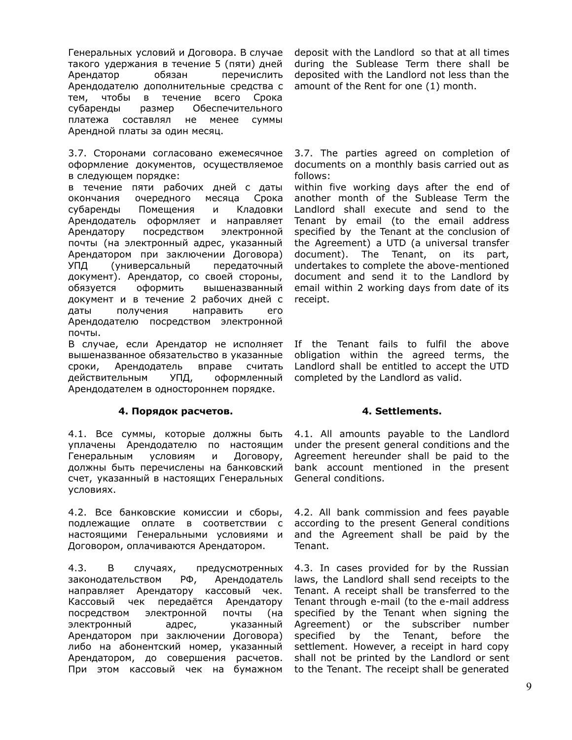Генеральных условий и Договора. В случае такого удержания в течение 5 (пяти) дней Арендатор обязан перечислить Арендодателю дополнительные средства с тем, чтобы в течение всего Срока субаренды размер Обеспечительного платежа составлял не менее суммы Арендной платы за один месяц.

deposit with the Landlord so that at all times during the Sublease Term there shall be deposited with the Landlord not less than the amount of the Rent for one (1) month.

3.7. Сторонами согласовано ежемесячное оформление документов, осуществляемое в следующем порядке:
в течение пяти рабочих дней с даты окончания очередного месяца Срока субаренды Помещения и Кладовки Арендодатель оформляет и направляет Арендатору посредством электронной почты (на электронный адрес, указанный Арендатором при заключении Договора) УПД (универсальный передаточный документ). Арендатор, со своей стороны, обязуется оформить вышеназванный документ и в течение 2 рабочих дней с даты получения направить его Арендодателю посредством электронной почты.
В случае, если Арендатор не исполняет вышеназванное обязательство в указанные сроки, Арендодатель вправе считать действительным УПД, оформленный Арендодателем в одностороннем порядке.

3.7. The parties agreed on completion of documents on a monthly basis carried out as follows:
within five working days after the end of another month of the Sublease Term the Landlord shall execute and send to the Tenant by email (to the email address specified by the Tenant at the conclusion of the Agreement) a UTD (a universal transfer document). The Tenant, on its part, undertakes to complete the above-mentioned document and send it to the Landlord by email within 2 working days from date of its receipt.
If the Tenant fails to fulfil the above obligation within the agreed terms, the Landlord shall be entitled to accept the UTD completed by the Landlord as valid.

## 4. Порядок расчетов.

## 4. Settlements.

4.1. Все суммы, которые должны быть уплачены Арендодателю по настоящим Генеральным условиям и Договору, должны быть перечислены на банковский счет, указанный в настоящих Генеральных условиях.

4.1. All amounts payable to the Landlord under the present general conditions and the Agreement hereunder shall be paid to the bank account mentioned in the present General conditions.

4.2. Все банковские комиссии и сборы, подлежащие оплате в соответствии с настоящими Генеральными условиями и Договором, оплачиваются Арендатором.

4.2. All bank commission and fees payable according to the present General conditions and the Agreement shall be paid by the Tenant.

4.3. В случаях, предусмотренных законодательством РФ, Арендодатель направляет Арендатору кассовый чек. Кассовый чек передаётся Арендатору посредством электронной почты (на электронный адрес, указанный Арендатором при заключении Договора) либо на абонентский номер, указанный Арендатором, до совершения расчетов. При этом кассовый чек на бумажном

4.3. In cases provided for by the Russian laws, the Landlord shall send receipts to the Tenant. A receipt shall be transferred to the Tenant through e-mail (to the e-mail address specified by the Tenant when signing the Agreement) or the subscriber number specified by the Tenant, before the settlement. However, a receipt in hard copy shall not be printed by the Landlord or sent to the Tenant. The receipt shall be generated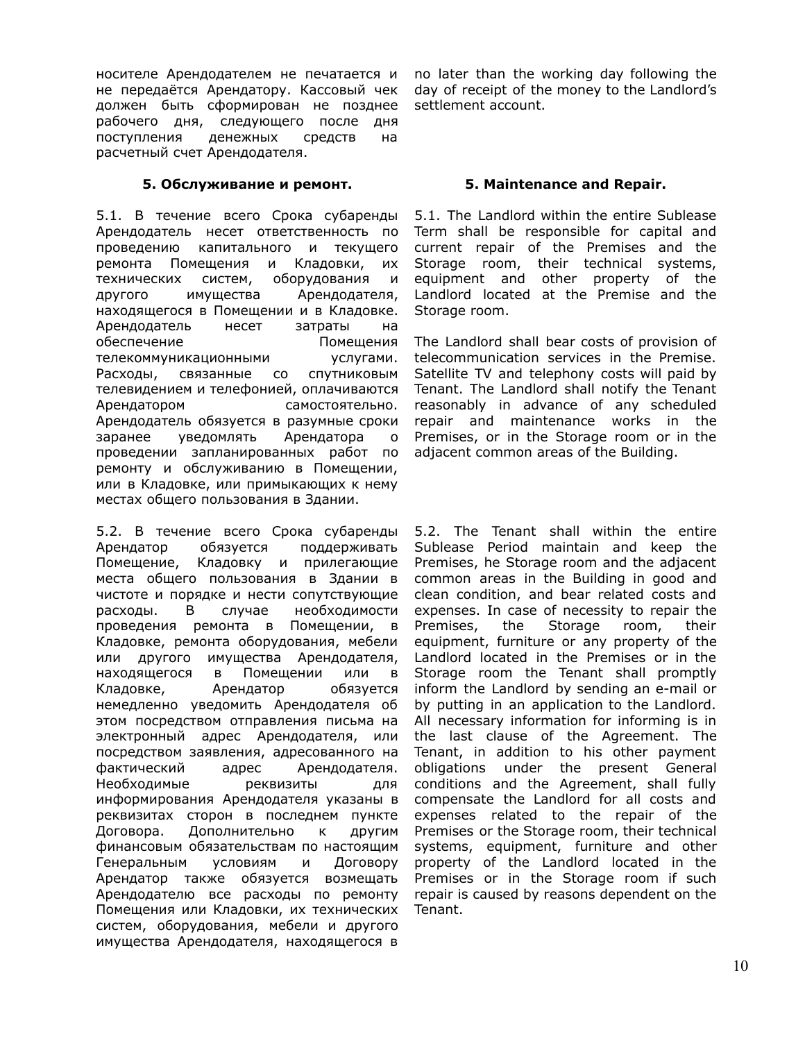носителе Арендодателем не печатается и не передаётся Арендатору. Кассовый чек должен быть сформирован не позднее рабочего дня, следующего после дня поступления денежных средств на расчетный счет Арендодателя.

no later than the working day following the day of receipt of the money to the Landlord's settlement account.

**5. Обслуживание и ремонт.**

**5. Maintenance and Repair.**

5.1. В течение всего Срока субаренды Арендодатель несет ответственность по проведению капитального и текущего ремонта Помещения и Кладовки, их технических систем, оборудования и другого имущества Арендодателя, находящегося в Помещении и в Кладовке. Арендодатель несет затраты на обеспечение Помещения телекоммуникационными услугами. Расходы, связанные со спутниковым телевидением и телефонией, оплачиваются Арендатором самостоятельно. Арендодатель обязуется в разумные сроки заранее уведомлять Арендатора о проведении запланированных работ по ремонту и обслуживанию в Помещении, или в Кладовке, или примыкающих к нему местах общего пользования в Здании.

5.1. The Landlord within the entire Sublease Term shall be responsible for capital and current repair of the Premises and the Storage room, their technical systems, equipment and other property of the Landlord located at the Premise and the Storage room.

The Landlord shall bear costs of provision of telecommunication services in the Premise. Satellite TV and telephony costs will paid by Tenant. The Landlord shall notify the Tenant reasonably in advance of any scheduled repair and maintenance works in the Premises, or in the Storage room or in the adjacent common areas of the Building.

5.2. В течение всего Срока субаренды Арендатор обязуется поддерживать Помещение, Кладовку и прилегающие места общего пользования в Здании в чистоте и порядке и нести сопутствующие расходы. В случае необходимости проведения ремонта в Помещении, в Кладовке, ремонта оборудования, мебели или другого имущества Арендодателя, находящегося в Помещении или в Кладовке, Арендатор обязуется немедленно уведомить Арендодателя об этом посредством отправления письма на электронный адрес Арендодателя, или посредством заявления, адресованного на фактический адрес Арендодателя. Необходимые реквизиты для информирования Арендодателя указаны в реквизитах сторон в последнем пункте Договора. Дополнительно к другим финансовым обязательствам по настоящим Генеральным условиям и Договору Арендатор также обязуется возмещать Арендодателю все расходы по ремонту Помещения или Кладовки, их технических систем, оборудования, мебели и другого имущества Арендодателя, находящегося в

5.2. The Tenant shall within the entire Sublease Period maintain and keep the Premises, he Storage room and the adjacent common areas in the Building in good and clean condition, and bear related costs and expenses. In case of necessity to repair the Premises, the Storage room, their equipment, furniture or any property of the Landlord located in the Premises or in the Storage room the Tenant shall promptly inform the Landlord by sending an e-mail or by putting in an application to the Landlord. All necessary information for informing is in the last clause of the Agreement. The Tenant, in addition to his other payment obligations under the present General conditions and the Agreement, shall fully compensate the Landlord for all costs and expenses related to the repair of the Premises or the Storage room, their technical systems, equipment, furniture and other property of the Landlord located in the Premises or in the Storage room if such repair is caused by reasons dependent on the Tenant.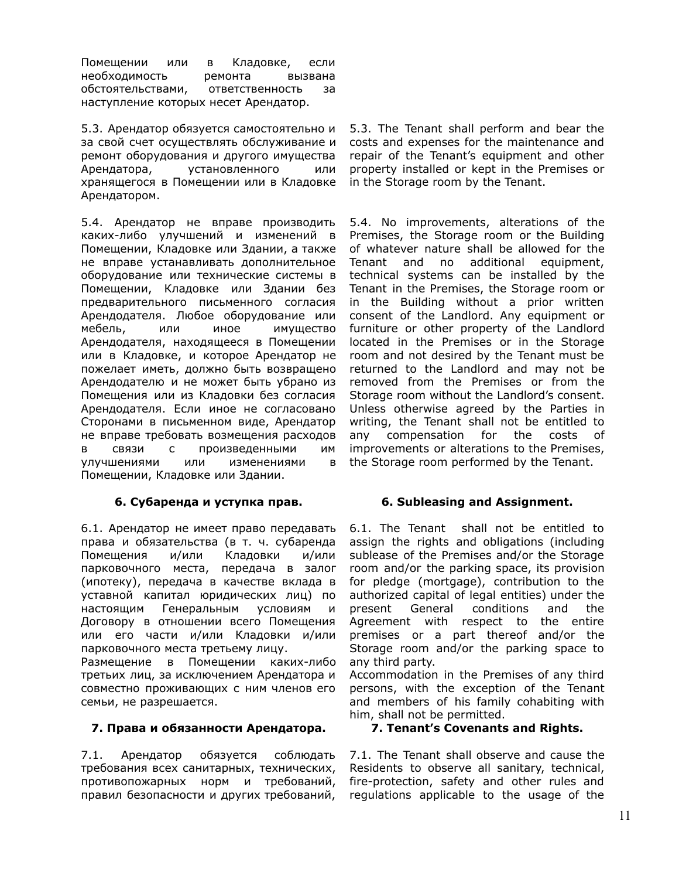Помещении или в Кладовке, если необходимость ремонта вызвана обстоятельствами, ответственность за наступление которых несет Арендатор.

5.3. Арендатор обязуется самостоятельно и за свой счет осуществлять обслуживание и ремонт оборудования и другого имущества Арендатора, установленного или хранящегося в Помещении или в Кладовке Арендатором.

5.3. The Tenant shall perform and bear the costs and expenses for the maintenance and repair of the Tenant's equipment and other property installed or kept in the Premises or in the Storage room by the Tenant.

5.4. Арендатор не вправе производить каких-либо улучшений и изменений в Помещении, Кладовке или Здании, а также не вправе устанавливать дополнительное оборудование или технические системы в Помещении, Кладовке или Здании без предварительного письменного согласия Арендодателя. Любое оборудование или мебель, или иное имущество Арендодателя, находящееся в Помещении или в Кладовке, и которое Арендатор не пожелает иметь, должно быть возвращено Арендодателю и не может быть убрано из Помещения или из Кладовки без согласия Арендодателя. Если иное не согласовано Сторонами в письменном виде, Арендатор не вправе требовать возмещения расходов в связи с произведенными им улучшениями или изменениями в Помещении, Кладовке или Здании.

5.4. No improvements, alterations of the Premises, the Storage room or the Building of whatever nature shall be allowed for the Tenant and no additional equipment, technical systems can be installed by the Tenant in the Premises, the Storage room or in the Building without a prior written consent of the Landlord. Any equipment or furniture or other property of the Landlord located in the Premises or in the Storage room and not desired by the Tenant must be returned to the Landlord and may not be removed from the Premises or from the Storage room without the Landlord's consent. Unless otherwise agreed by the Parties in writing, the Tenant shall not be entitled to any compensation for the costs of improvements or alterations to the Premises, the Storage room performed by the Tenant.

## 6. Субаренда и уступка прав.

## 6. Subleasing and Assignment.

6.1. Арендатор не имеет право передавать права и обязательства (в т. ч. субаренда Помещения и/или Кладовки и/или парковочного места, передача в залог (ипотеку), передача в качестве вклада в уставной капитал юридических лиц) по настоящим Генеральным условиям и Договору в отношении всего Помещения или его части и/или Кладовки и/или парковочного места третьему лицу.
Размещение в Помещении каких-либо третьих лиц, за исключением Арендатора и совместно проживающих с ним членов его семьи, не разрешается.

6.1. The Tenant shall not be entitled to assign the rights and obligations (including sublease of the Premises and/or the Storage room and/or the parking space, its provision for pledge (mortgage), contribution to the authorized capital of legal entities) under the present General conditions and the Agreement with respect to the entire premises or a part thereof and/or the Storage room and/or the parking space to any third party.
Accommodation in the Premises of any third persons, with the exception of the Tenant and members of his family cohabiting with him, shall not be permitted.

## 7. Права и обязанности Арендатора.

## 7. Tenant's Covenants and Rights.

7.1. Арендатор обязуется соблюдать требования всех санитарных, технических, противопожарных норм и требований, правил безопасности и других требований,

7.1. The Tenant shall observe and cause the Residents to observe all sanitary, technical, fire-protection, safety and other rules and regulations applicable to the usage of the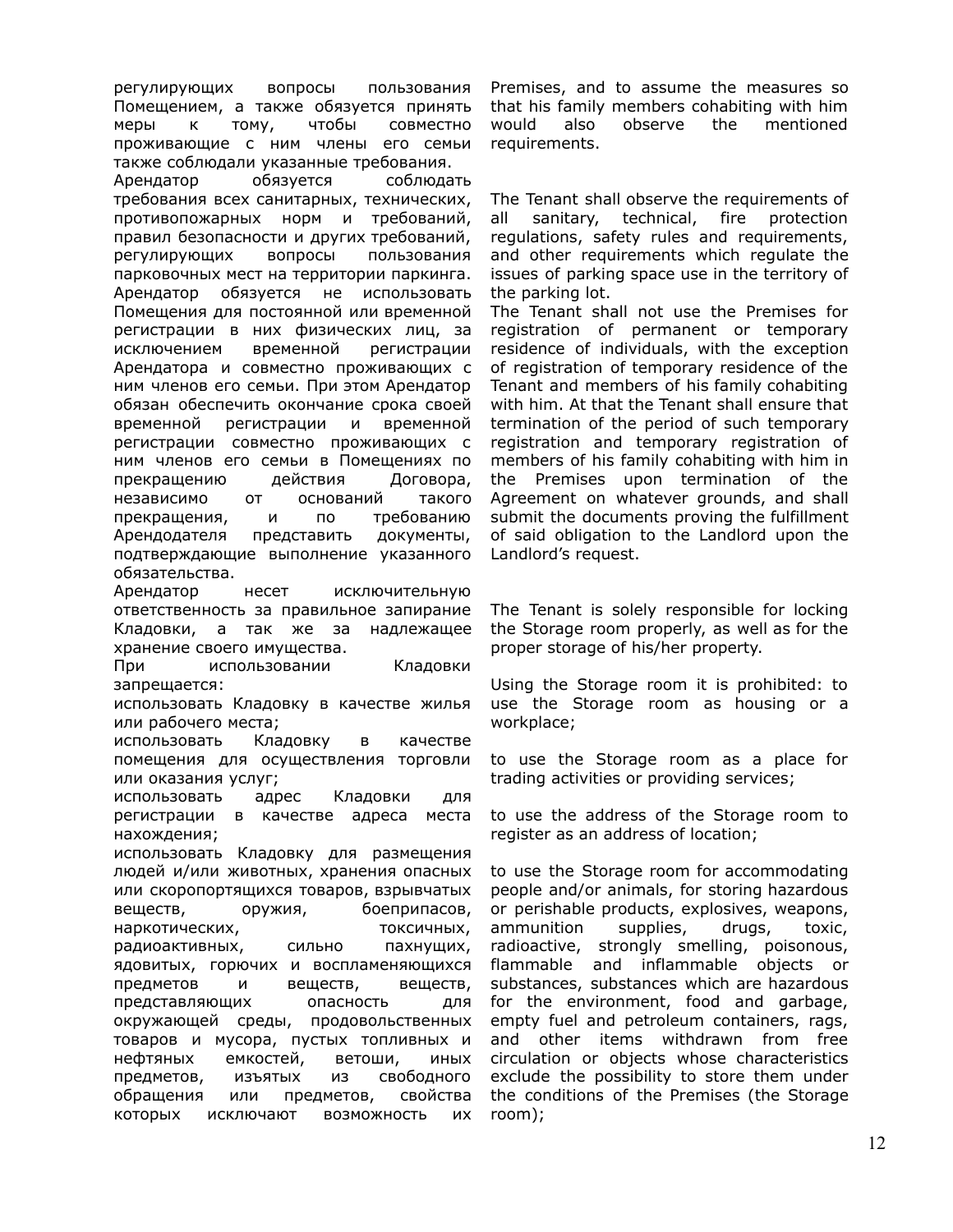регулирующих вопросы пользования Помещением, а также обязуется принять меры к тому, чтобы совместно проживающие с ним члены его семьи также соблюдали указанные требования.

Premises, and to assume the measures so that his family members cohabiting with him would also observe the mentioned requirements.

Арендатор обязуется соблюдать требования всех санитарных, технических, противопожарных норм и требований, правил безопасности и других требований, регулирующих вопросы пользования парковочных мест на территории паркинга.

The Tenant shall observe the requirements of all sanitary, technical, fire protection regulations, safety rules and requirements, and other requirements which regulate the issues of parking space use in the territory of the parking lot.

Арендатор обязуется не использовать Помещения для постоянной или временной регистрации в них физических лиц, за исключением временной регистрации Арендатора и совместно проживающих с ним членов его семьи. При этом Арендатор обязан обеспечить окончание срока своей временной регистрации и временной регистрации совместно проживающих с ним членов его семьи в Помещениях по прекращению действия Договора, независимо от оснований такого прекращения, и по требованию Арендодателя представить документы, подтверждающие выполнение указанного обязательства.

The Tenant shall not use the Premises for registration of permanent or temporary residence of individuals, with the exception of registration of temporary residence of the Tenant and members of his family cohabiting with him. At that the Tenant shall ensure that termination of the period of such temporary registration and temporary registration of members of his family cohabiting with him in the Premises upon termination of the Agreement on whatever grounds, and shall submit the documents proving the fulfillment of said obligation to the Landlord upon the Landlord's request.

Арендатор несет исключительную ответственность за правильное запирание Кладовки, а так же за надлежащее хранение своего имущества.

The Tenant is solely responsible for locking the Storage room properly, as well as for the proper storage of his/her property.

При использовании Кладовки запрещается:

Using the Storage room it is prohibited:

использовать Кладовку в качестве жилья или рабочего места;

to use the Storage room as housing or a workplace;

использовать Кладовку в качестве помещения для осуществления торговли или оказания услуг;

to use the Storage room as a place for trading activities or providing services;

использовать адрес Кладовки для регистрации в качестве адреса места нахождения;

to use the address of the Storage room to register as an address of location;

использовать Кладовку для размещения людей и/или животных, хранения опасных или скоропортящихся товаров, взрывчатых веществ, оружия, боеприпасов, наркотических, токсичных, радиоактивных, сильно пахнущих, ядовитых, горючих и воспламеняющихся предметов и веществ, веществ, представляющих опасность для окружающей среды, продовольственных товаров и мусора, пустых топливных и нефтяных емкостей, ветоши, иных предметов, изъятых из свободного обращения или предметов, свойства которых исключают возможность их

to use the Storage room for accommodating people and/or animals, for storing hazardous or perishable products, explosives, weapons, ammunition supplies, drugs, toxic, radioactive, strongly smelling, poisonous, flammable and inflammable objects or substances, substances which are hazardous for the environment, food and garbage, empty fuel and petroleum containers, rags, and other items withdrawn from free circulation or objects whose characteristics exclude the possibility to store them under the conditions of the Premises (the Storage room);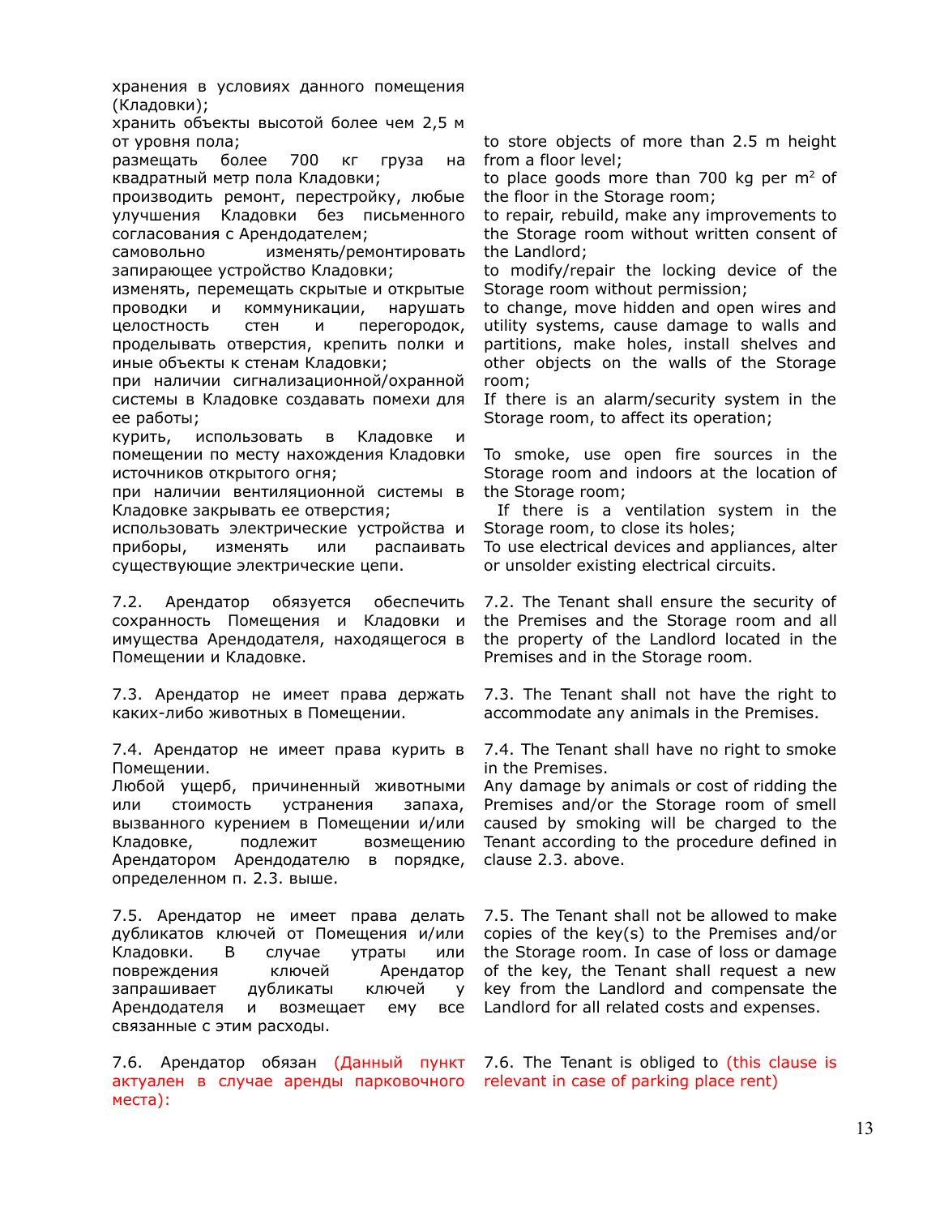хранения в условиях данного помещения (Кладовки);

хранить объекты высотой более чем 2,5 м от уровня пола;

размещать более 700 кг груза на квадратный метр пола Кладовки;

производить ремонт, перестройку, любые улучшения Кладовки без письменного согласования с Арендодателем;

самовольно изменять/ремонтировать запирающее устройство Кладовки;

изменять, перемещать скрытые и открытые проводки и коммуникации, нарушать целостность стен и перегородок, проделывать отверстия, крепить полки и иные объекты к стенам Кладовки;

при наличии сигнализационной/охранной системы в Кладовке создавать помехи для ее работы;

курить, использовать в Кладовке и помещении по месту нахождения Кладовки источников открытого огня;

при наличии вентиляционной системы в Кладовке закрывать ее отверстия;

использовать электрические устройства и приборы, изменять или распаивать существующие электрические цепи.

to store objects of more than 2.5 m height from a floor level;

to place goods more than 700 kg per $m^2$ of the floor in the Storage room;

to repair, rebuild, make any improvements to the Storage room without written consent of the Landlord;

to modify/repair the locking device of the Storage room without permission;

to change, move hidden and open wires and utility systems, cause damage to walls and partitions, make holes, install shelves and other objects on the walls of the Storage room;

If there is an alarm/security system in the Storage room, to affect its operation;

To smoke, use open fire sources in the Storage room and indoors at the location of the Storage room;

If there is a ventilation system in the Storage room, to close its holes;

To use electrical devices and appliances, alter or unsolder existing electrical circuits.

7.2. Арендатор обязуется обеспечить сохранность Помещения и Кладовки и имущества Арендодателя, находящегося в Помещении и Кладовке.

7.2. The Tenant shall ensure the security of the Premises and the Storage room and all the property of the Landlord located in the Premises and in the Storage room.

7.3. Арендатор не имеет права держать каких-либо животных в Помещении.

7.3. The Tenant shall not have the right to accommodate any animals in the Premises.

7.4. Арендатор не имеет права курить в Помещении.

Любой ущерб, причиненный животными или стоимость устранения запаха, вызванного курением в Помещении и/или Кладовке, подлежит возмещению Арендатором Арендодателю в порядке, определенном п. 2.3. выше.

7.4. The Tenant shall have no right to smoke in the Premises.

Any damage by animals or cost of ridding the Premises and/or the Storage room of smell caused by smoking will be charged to the Tenant according to the procedure defined in clause 2.3. above.

7.5. Арендатор не имеет права делать дубликатов ключей от Помещения и/или Кладовки. В случае утраты или повреждения ключей Арендатор запрашивает дубликаты ключей у Арендодателя и возмещает ему все связанные с этим расходы.

7.5. The Tenant shall not be allowed to make copies of the key(s) to the Premises and/or the Storage room. In case of loss or damage of the key, the Tenant shall request a new key from the Landlord and compensate the Landlord for all related costs and expenses.

7.6. Арендатор обязан (Данный пункт актуален в случае аренды парковочного места):

7.6. The Tenant is obliged to (this clause is relevant in case of parking place rent)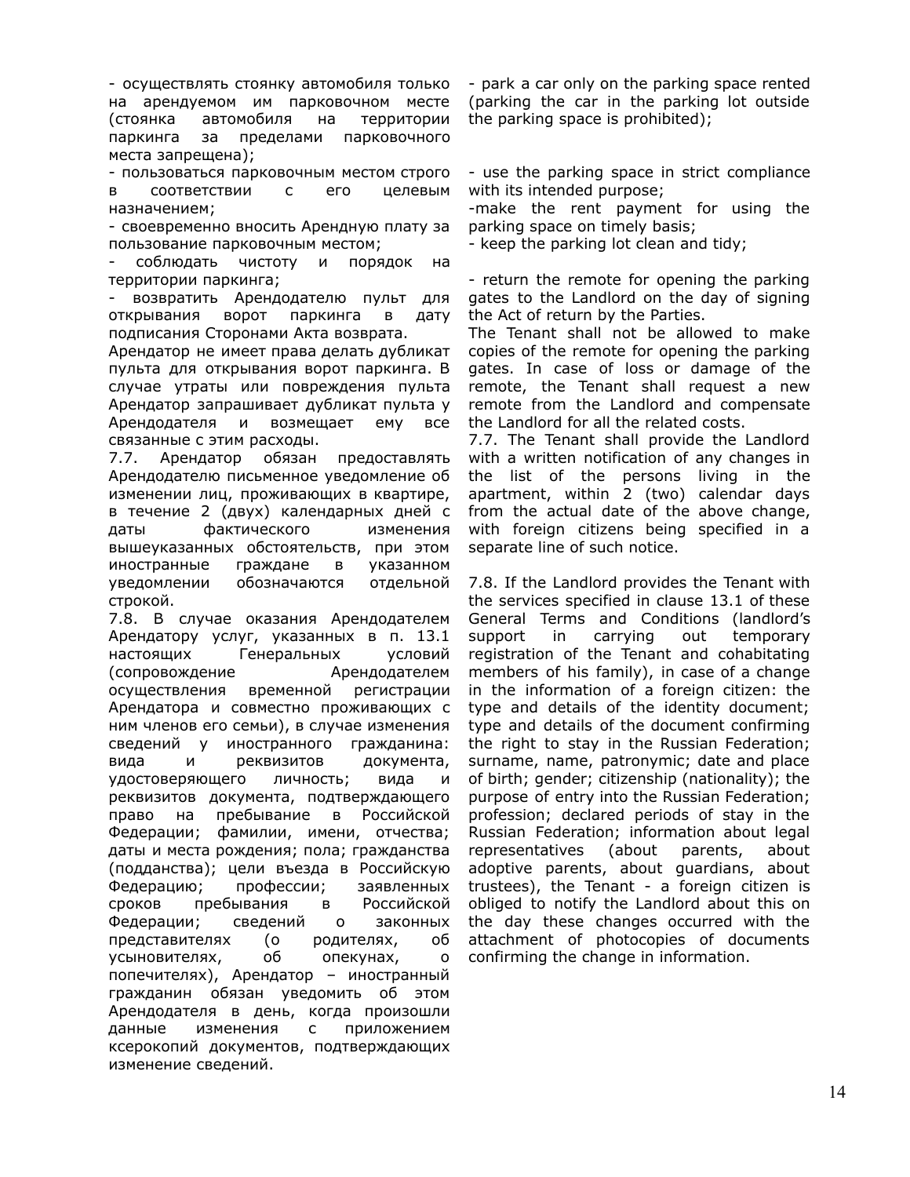- осуществлять стоянку автомобиля только на арендуемом им парковочном месте (стоянка автомобиля на территории паркинга за пределами парковочного места запрещена);

- пользоваться парковочным местом строго в соответствии с его целевым назначением;

- своевременно вносить Арендную плату за пользование парковочным местом;

- соблюдать чистоту и порядок на территории паркинга;

- возвратить Арендодателю пульт для открывания ворот паркинга в дату подписания Сторонами Акта возврата.

Арендатор не имеет права делать дубликат пульта для открывания ворот паркинга. В случае утраты или повреждения пульта Арендатор запрашивает дубликат пульта у Арендодателя и возмещает ему все связанные с этим расходы.

7.7. Арендатор обязан предоставлять Арендодателю письменное уведомление об изменении лиц, проживающих в квартире, в течение 2 (двух) календарных дней с даты фактического изменения вышеуказанных обстоятельств, при этом иностранные граждане в указанном уведомлении обозначаются отдельной строкой.

7.8. В случае оказания Арендодателем Арендатору услуг, указанных в п. 13.1 настоящих Генеральных условий (сопровождение Арендодателем осуществления временной регистрации Арендатора и совместно проживающих с ним членов его семьи), в случае изменения сведений у иностранного гражданина: вида и реквизитов документа, удостоверяющего личность; вида и реквизитов документа, подтверждающего право на пребывание в Российской Федерации; фамилии, имени, отчества; даты и места рождения; пола; гражданства (подданства); цели въезда в Российскую Федерацию; профессии; заявленных сроков пребывания в Российской Федерации; сведений о законных представителях (о родителях, об усыновителях, об опекунах, о попечителях), Арендатор – иностранный гражданин обязан уведомить об этом Арендодателя в день, когда произошли данные изменения с приложением ксерокопий документов, подтверждающих изменение сведений.

- park a car only on the parking space rented (parking the car in the parking lot outside the parking space is prohibited);

- use the parking space in strict compliance with its intended purpose;

-make the rent payment for using the parking space on timely basis;

- keep the parking lot clean and tidy;

- return the remote for opening the parking gates to the Landlord on the day of signing the Act of return by the Parties.

The Tenant shall not be allowed to make copies of the remote for opening the parking gates. In case of loss or damage of the remote, the Tenant shall request a new remote from the Landlord and compensate the Landlord for all the related costs.

7.7. The Tenant shall provide the Landlord with a written notification of any changes in the list of the persons living in the apartment, within 2 (two) calendar days from the actual date of the above change, with foreign citizens being specified in a separate line of such notice.

7.8. If the Landlord provides the Tenant with the services specified in clause 13.1 of these General Terms and Conditions (landlord's support in carrying out temporary registration of the Tenant and cohabitating members of his family), in case of a change in the information of a foreign citizen: the type and details of the identity document; type and details of the document confirming the right to stay in the Russian Federation; surname, name, patronymic; date and place of birth; gender; citizenship (nationality); the purpose of entry into the Russian Federation; profession; declared periods of stay in the Russian Federation; information about legal representatives (about parents, about adoptive parents, about guardians, about trustees), the Tenant - a foreign citizen is obliged to notify the Landlord about this on the day these changes occurred with the attachment of photocopies of documents confirming the change in information.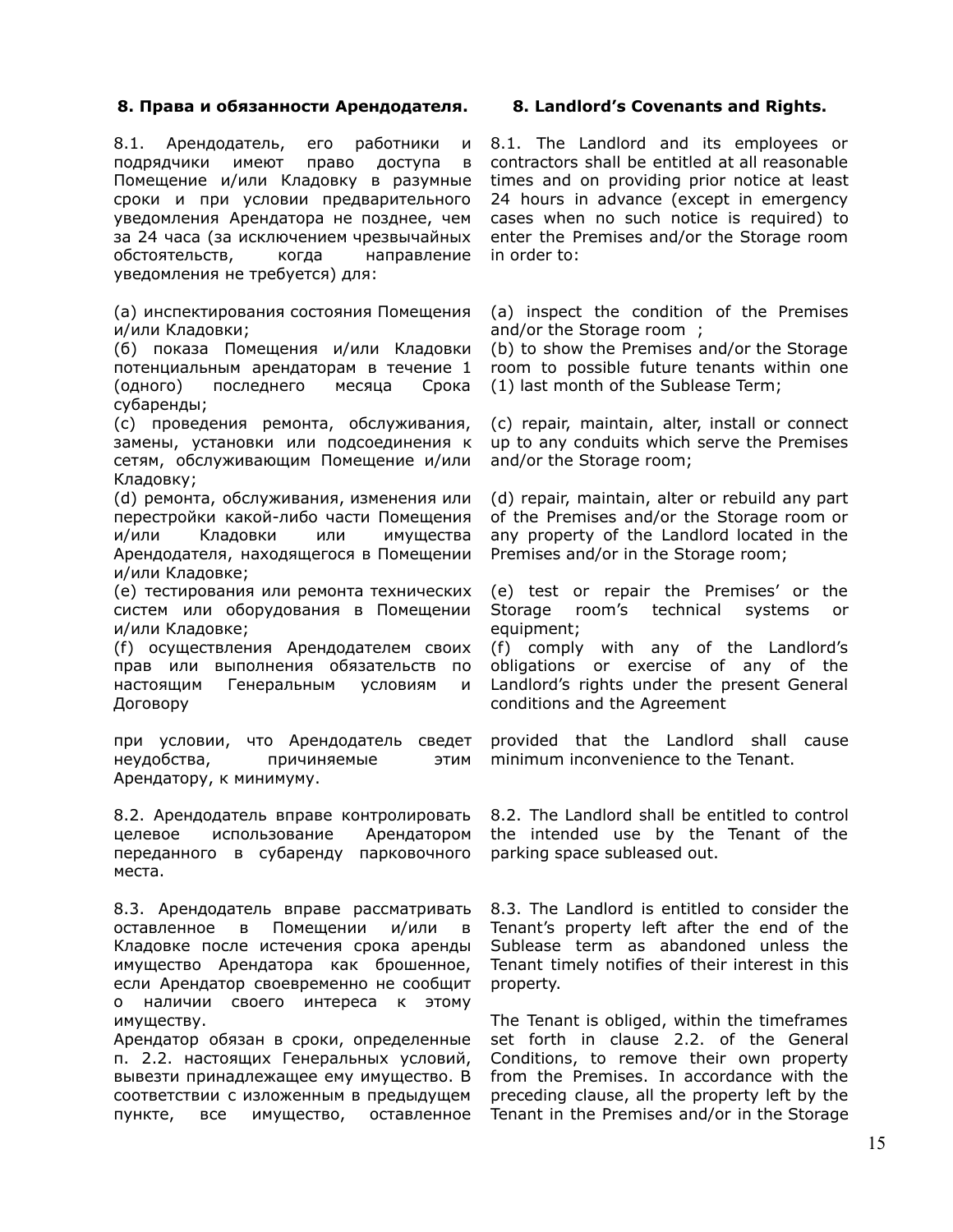**8. Права и обязанности Арендодателя.**

8.1. Арендодатель, его работники и подрядчики имеют право доступа в Помещение и/или Кладовку в разумные сроки и при условии предварительного уведомления Арендатора не позднее, чем за 24 часа (за исключением чрезвычайных обстоятельств, когда направление уведомления не требуется) для:

(a) инспектирования состояния Помещения и/или Кладовки;

(б) показа Помещения и/или Кладовки потенциальным арендаторам в течение 1 (одного) последнего месяца Срока субаренды;

(c) проведения ремонта, обслуживания, замены, установки или подсоединения к сетям, обслуживающим Помещение и/или Кладовку;

(d) ремонта, обслуживания, изменения или перестройки какой-либо части Помещения и/или Кладовки или имущества Арендодателя, находящегося в Помещении и/или Кладовке;

(e) тестирования или ремонта технических систем или оборудования в Помещении и/или Кладовке;

(f) осуществления Арендодателем своих прав или выполнения обязательств по настоящим Генеральным условиям и Договору

при условии, что Арендодатель сведет неудобства, причиняемые этим Арендатору, к минимуму.

8.2. Арендодатель вправе контролировать целевое использование Арендатором переданного в субаренду парковочного места.

8.3. Арендодатель вправе рассматривать оставленное в Помещении и/или в Кладовке после истечения срока аренды имущество Арендатора как брошенное, если Арендатор своевременно не сообщит о наличии своего интереса к этому имуществу.

Арендатор обязан в сроки, определенные п. 2.2. настоящих Генеральных условий, вывезти принадлежащее ему имущество. В соответствии с изложенным в предыдущем пункте, все имущество, оставленное

**8. Landlord's Covenants and Rights.**

8.1. The Landlord and its employees or contractors shall be entitled at all reasonable times and on providing prior notice at least 24 hours in advance (except in emergency cases when no such notice is required) to enter the Premises and/or the Storage room in order to:

(a) inspect the condition of the Premises and/or the Storage room ;

(b) to show the Premises and/or the Storage room to possible future tenants within one (1) last month of the Sublease Term;

(c) repair, maintain, alter, install or connect up to any conduits which serve the Premises and/or the Storage room;

(d) repair, maintain, alter or rebuild any part of the Premises and/or the Storage room or any property of the Landlord located in the Premises and/or in the Storage room;

(e) test or repair the Premises' or the Storage room's technical systems or equipment;

(f) comply with any of the Landlord's obligations or exercise of any of the Landlord's rights under the present General conditions and the Agreement

provided that the Landlord shall cause minimum inconvenience to the Tenant.

8.2. The Landlord shall be entitled to control the intended use by the Tenant of the parking space subleased out.

8.3. The Landlord is entitled to consider the Tenant's property left after the end of the Sublease term as abandoned unless the Tenant timely notifies of their interest in this property.

The Tenant is obliged, within the timeframes set forth in clause 2.2. of the General Conditions, to remove their own property from the Premises. In accordance with the preceding clause, all the property left by the Tenant in the Premises and/or in the Storage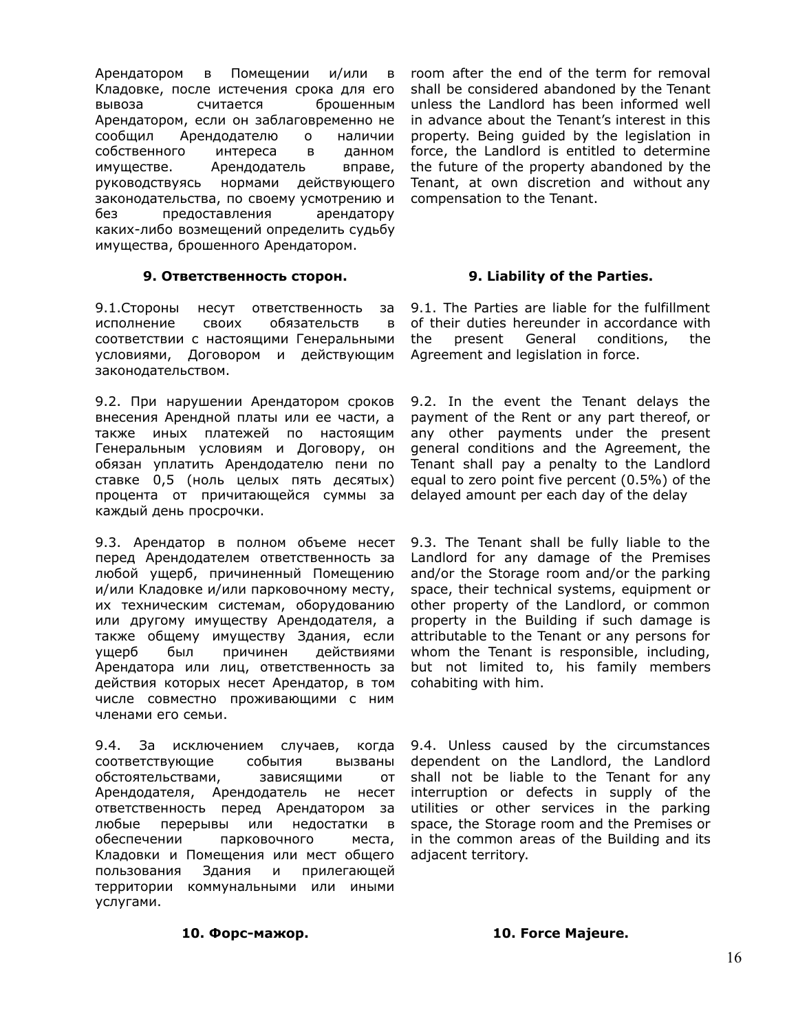Арендатором в Помещении и/или в Кладовке, после истечения срока для его вывоза считается брошенным Арендатором, если он заблаговременно не сообщил Арендодателю о наличии собственного интереса в данном имуществе. Арендодатель вправе, руководствуясь нормами действующего законодательства, по своему усмотрению и без предоставления арендатору каких-либо возмещений определить судьбу имущества, брошенного Арендатором.

room after the end of the term for removal shall be considered abandoned by the Tenant unless the Landlord has been informed well in advance about the Tenant's interest in this property. Being guided by the legislation in force, the Landlord is entitled to determine the future of the property abandoned by the Tenant, at own discretion and without any compensation to the Tenant.

**9. Ответственность сторон.**

**9. Liability of the Parties.**

9.1.Стороны несут ответственность за исполнение своих обязательств в соответствии с настоящими Генеральными условиями, Договором и действующим законодательством.

9.1. The Parties are liable for the fulfillment of their duties hereunder in accordance with the present General conditions, the Agreement and legislation in force.

9.2. При нарушении Арендатором сроков внесения Арендной платы или ее части, а также иных платежей по настоящим Генеральным условиям и Договору, он обязан уплатить Арендодателю пени по ставке 0,5 (ноль целых пять десятых) процента от причитающейся суммы за каждый день просрочки.

9.2. In the event the Tenant delays the payment of the Rent or any part thereof, or any other payments under the present general conditions and the Agreement, the Tenant shall pay a penalty to the Landlord equal to zero point five percent (0.5%) of the delayed amount per each day of the delay

9.3. Арендатор в полном объеме несет перед Арендодателем ответственность за любой ущерб, причиненный Помещению и/или Кладовке и/или парковочному месту, их техническим системам, оборудованию или другому имуществу Арендодателя, а также общему имуществу Здания, если ущерб был причинен действиями Арендатора или лиц, ответственность за действия которых несет Арендатор, в том числе совместно проживающими с ним членами его семьи.

9.3. The Tenant shall be fully liable to the Landlord for any damage of the Premises and/or the Storage room and/or the parking space, their technical systems, equipment or other property of the Landlord, or common property in the Building if such damage is attributable to the Tenant or any persons for whom the Tenant is responsible, including, but not limited to, his family members cohabiting with him.

9.4. За исключением случаев, когда соответствующие события вызваны обстоятельствами, зависящими от Арендодателя, Арендодатель не несет ответственность перед Арендатором за любые перерывы или недостатки в обеспечении парковочного места, Кладовки и Помещения или мест общего пользования Здания и прилегающей территории коммунальными или иными услугами.

9.4. Unless caused by the circumstances dependent on the Landlord, the Landlord shall not be liable to the Tenant for any interruption or defects in supply of the utilities or other services in the parking space, the Storage room and the Premises or in the common areas of the Building and its adjacent territory.

**10. Форс-мажор.**

**10. Force Majeure.**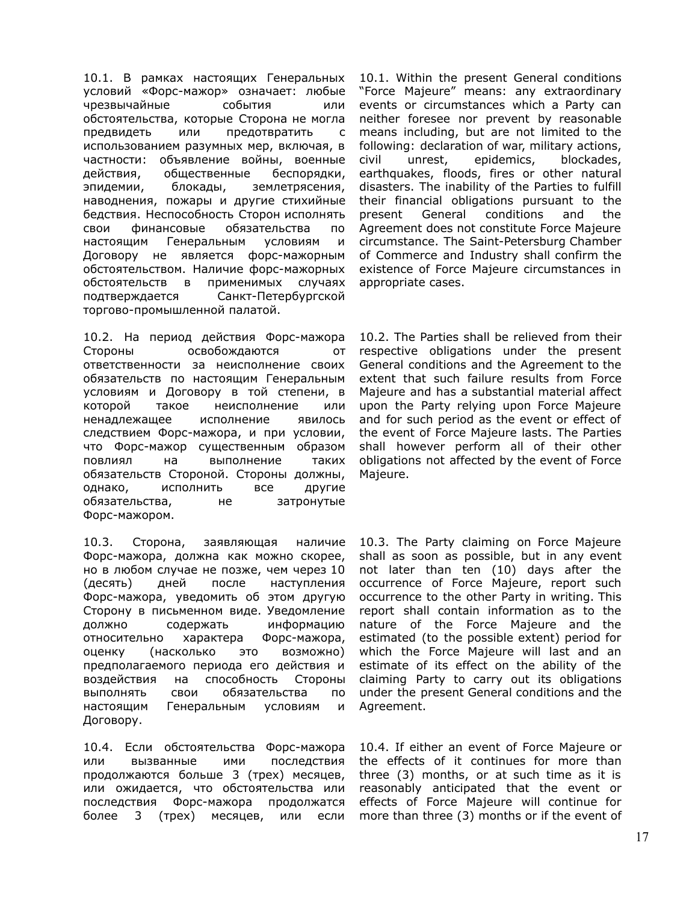10.1. В рамках настоящих Генеральных условий «Форс-мажор» означает: любые чрезвычайные события или обстоятельства, которые Сторона не могла предвидеть или предотвратить с использованием разумных мер, включая, в частности: объявление войны, военные действия, общественные беспорядки, эпидемии, блокады, землетрясения, наводнения, пожары и другие стихийные бедствия. Неспособность Сторон исполнять свои финансовые обязательства по настоящим Генеральным условиям и Договору не является форс-мажорным обстоятельством. Наличие форс-мажорных обстоятельств в применимых случаях подтверждается Санкт-Петербургской торгово-промышленной палатой.

10.1. Within the present General conditions "Force Majeure" means: any extraordinary events or circumstances which a Party can neither foresee nor prevent by reasonable means including, but are not limited to the following: declaration of war, military actions, civil unrest, epidemics, blockades, earthquakes, floods, fires or other natural disasters. The inability of the Parties to fulfill their financial obligations pursuant to the present General conditions and the Agreement does not constitute Force Majeure circumstance. The Saint-Petersburg Chamber of Commerce and Industry shall confirm the existence of Force Majeure circumstances in appropriate cases.

10.2. На период действия Форс-мажора Стороны освобождаются от ответственности за неисполнение своих обязательств по настоящим Генеральным условиям и Договору в той степени, в которой такое неисполнение или ненадлежащее исполнение явилось следствием Форс-мажора, и при условии, что Форс-мажор существенным образом повлиял на выполнение таких обязательств Стороной. Стороны должны, однако, исполнить все другие обязательства, не затронутые Форс-мажором.

10.2. The Parties shall be relieved from their respective obligations under the present General conditions and the Agreement to the extent that such failure results from Force Majeure and has a substantial material affect upon the Party relying upon Force Majeure and for such period as the event or effect of the event of Force Majeure lasts. The Parties shall however perform all of their other obligations not affected by the event of Force Majeure.

10.3. Сторона, заявляющая наличие Форс-мажора, должна как можно скорее, но в любом случае не позже, чем через 10 (десять) дней после наступления Форс-мажора, уведомить об этом другую Сторону в письменном виде. Уведомление должно содержать информацию относительно характера Форс-мажора, оценку (насколько это возможно) предполагаемого периода его действия и воздействия на способность Стороны выполнять свои обязательства по настоящим Генеральным условиям и Договору.

10.3. The Party claiming on Force Majeure shall as soon as possible, but in any event not later than ten (10) days after the occurrence of Force Majeure, report such occurrence to the other Party in writing. This report shall contain information as to the nature of the Force Majeure and the estimated (to the possible extent) period for which the Force Majeure will last and an estimate of its effect on the ability of the claiming Party to carry out its obligations under the present General conditions and the Agreement.

10.4. Если обстоятельства Форс-мажора или вызванные ими последствия продолжаются больше 3 (трех) месяцев, или ожидается, что обстоятельства или последствия Форс-мажора продолжатся более 3 (трех) месяцев, или если

10.4. If either an event of Force Majeure or the effects of it continues for more than three (3) months, or at such time as it is reasonably anticipated that the event or effects of Force Majeure will continue for more than three (3) months or if the event of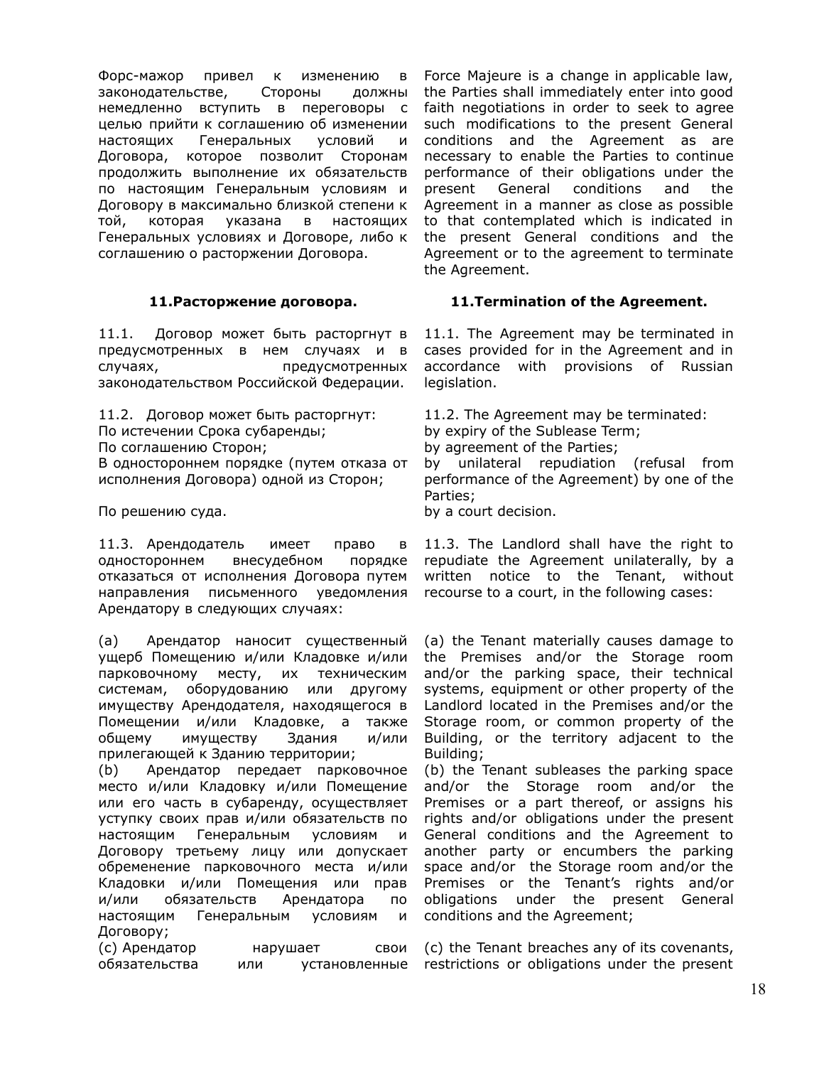Форс-мажор привел к изменению в законодательстве, Стороны должны немедленно вступить в переговоры с целью прийти к соглашению об изменении настоящих Генеральных условий и Договора, которое позволит Сторонам продолжить выполнение их обязательств по настоящим Генеральным условиям и Договору в максимально близкой степени к той, которая указана в настоящих Генеральных условиях и Договоре, либо к соглашению о расторжении Договора.

Force Majeure is a change in applicable law, the Parties shall immediately enter into good faith negotiations in order to seek to agree such modifications to the present General conditions and the Agreement as are necessary to enable the Parties to continue performance of their obligations under the present General conditions and the Agreement in a manner as close as possible to that contemplated which is indicated in the present General conditions and the Agreement or to the agreement to terminate the Agreement.

## 11.Расторжение договора.

## 11.Termination of the Agreement.

11.1. Договор может быть расторгнут в предусмотренных в нем случаях и в случаях, предусмотренных законодательством Российской Федерации.

11.1. The Agreement may be terminated in cases provided for in the Agreement and in accordance with provisions of Russian legislation.

11.2. Договор может быть расторгнут:
По истечении Срока субаренды;
По соглашению Сторон;
В одностороннем порядке (путем отказа от исполнения Договора) одной из Сторон;
По решению суда.

11.2. The Agreement may be terminated:
by expiry of the Sublease Term;
by agreement of the Parties;
by unilateral repudiation (refusal from performance of the Agreement) by one of the Parties;
by a court decision.

11.3. Арендодатель имеет право в одностороннем внесудебном порядке отказаться от исполнения Договора путем направления письменного уведомления Арендатору в следующих случаях:

11.3. The Landlord shall have the right to repudiate the Agreement unilaterally, by a written notice to the Tenant, without recourse to a court, in the following cases:

(a) Арендатор наносит существенный ущерб Помещению и/или Кладовке и/или парковочному месту, их техническим системам, оборудованию или другому имуществу Арендодателя, находящегося в Помещении и/или Кладовке, а также общему имуществу Здания и/или прилегающей к Зданию территории;

(a) the Tenant materially causes damage to the Premises and/or the Storage room and/or the parking space, their technical systems, equipment or other property of the Landlord located in the Premises and/or the Storage room, or common property of the Building, or the territory adjacent to the Building;

(b) Арендатор передает парковочное место и/или Кладовку и/или Помещение или его часть в субаренду, осуществляет уступку своих прав и/или обязательств по настоящим Генеральным условиям и Договору третьему лицу или допускает обременение парковочного места и/или Кладовки и/или Помещения или прав и/или обязательств Арендатора по настоящим Генеральным условиям и Договору;

(b) the Tenant subleases the parking space and/or the Storage room and/or the Premises or a part thereof, or assigns his rights and/or obligations under the present General conditions and the Agreement to another party or encumbers the parking space and/or the Storage room and/or the Premises or the Tenant's rights and/or obligations under the present General conditions and the Agreement;

(c) Арендатор нарушает свои обязательства или установленные

(c) the Tenant breaches any of its covenants, restrictions or obligations under the present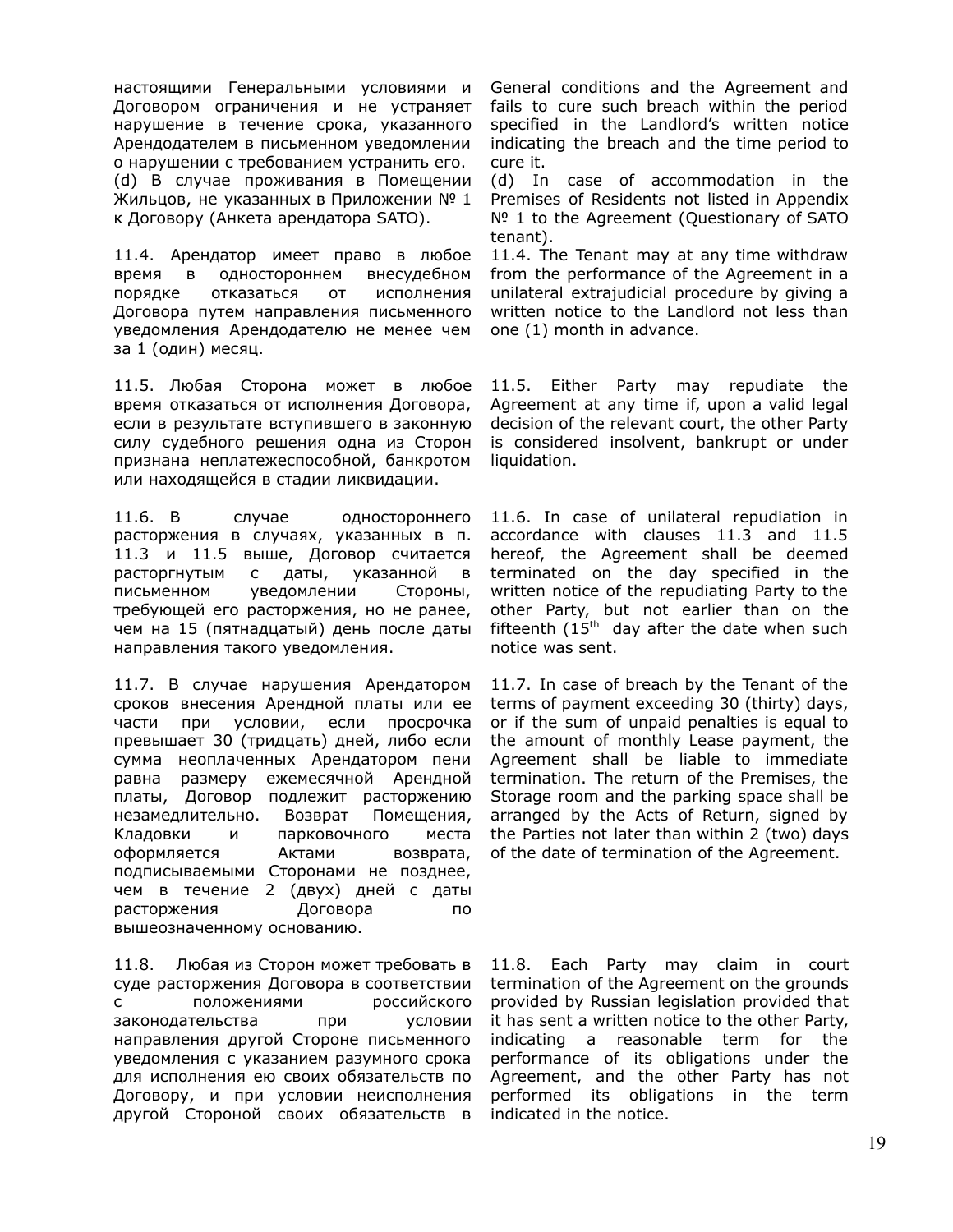настоящими Генеральными условиями и Договором ограничения и не устраняет нарушение в течение срока, указанного Арендодателем в письменном уведомлении о нарушении с требованием устранить его.

General conditions and the Agreement and fails to cure such breach within the period specified in the Landlord's written notice indicating the breach and the time period to cure it.

(d) В случае проживания в Помещении Жильцов, не указанных в Приложении № 1 к Договору (Анкета арендатора SATO).

(d) In case of accommodation in the Premises of Residents not listed in Appendix № 1 to the Agreement (Questionary of SATO tenant).

11.4. Арендатор имеет право в любое время в одностороннем внесудебном порядке отказаться от исполнения Договора путем направления письменного уведомления Арендодателю не менее чем за 1 (один) месяц.

11.4. The Tenant may at any time withdraw from the performance of the Agreement in a unilateral extrajudicial procedure by giving a written notice to the Landlord not less than one (1) month in advance.

11.5. Любая Сторона может в любое время отказаться от исполнения Договора, если в результате вступившего в законную силу судебного решения одна из Сторон признана неплатежеспособной, банкротом или находящейся в стадии ликвидации.

11.5. Either Party may repudiate the Agreement at any time if, upon a valid legal decision of the relevant court, the other Party is considered insolvent, bankrupt or under liquidation.

11.6. В случае одностороннего расторжения в случаях, указанных в п. 11.3 и 11.5 выше, Договор считается расторгнутым с даты, указанной в письменном уведомлении Стороны, требующей его расторжения, но не ранее, чем на 15 (пятнадцатый) день после даты направления такого уведомления.

11.6. In case of unilateral repudiation in accordance with clauses 11.3 and 11.5 hereof, the Agreement shall be deemed terminated on the day specified in the written notice of the repudiating Party to the other Party, but not earlier than on the fifteenth (15th day after the date when such notice was sent.

11.7. В случае нарушения Арендатором сроков внесения Арендной платы или ее части при условии, если просрочка превышает 30 (тридцать) дней, либо если сумма неоплаченных Арендатором пени равна размеру ежемесячной Арендной платы, Договор подлежит расторжению незамедлительно. Возврат Помещения, Кладовки и парковочного места оформляется Актами возврата, подписываемыми Сторонами не позднее, чем в течение 2 (двух) дней с даты расторжения Договора по вышеозначенному основанию.

11.7. In case of breach by the Tenant of the terms of payment exceeding 30 (thirty) days, or if the sum of unpaid penalties is equal to the amount of monthly Lease payment, the Agreement shall be liable to immediate termination. The return of the Premises, the Storage room and the parking space shall be arranged by the Acts of Return, signed by the Parties not later than within 2 (two) days of the date of termination of the Agreement.

11.8. Любая из Сторон может требовать в суде расторжения Договора в соответствии с положениями российского законодательства при условии направления другой Стороне письменного уведомления с указанием разумного срока для исполнения ею своих обязательств по Договору, и при условии неисполнения другой Стороной своих обязательств в

11.8. Each Party may claim in court termination of the Agreement on the grounds provided by Russian legislation provided that it has sent a written notice to the other Party, indicating a reasonable term for the performance of its obligations under the Agreement, and the other Party has not performed its obligations in the term indicated in the notice.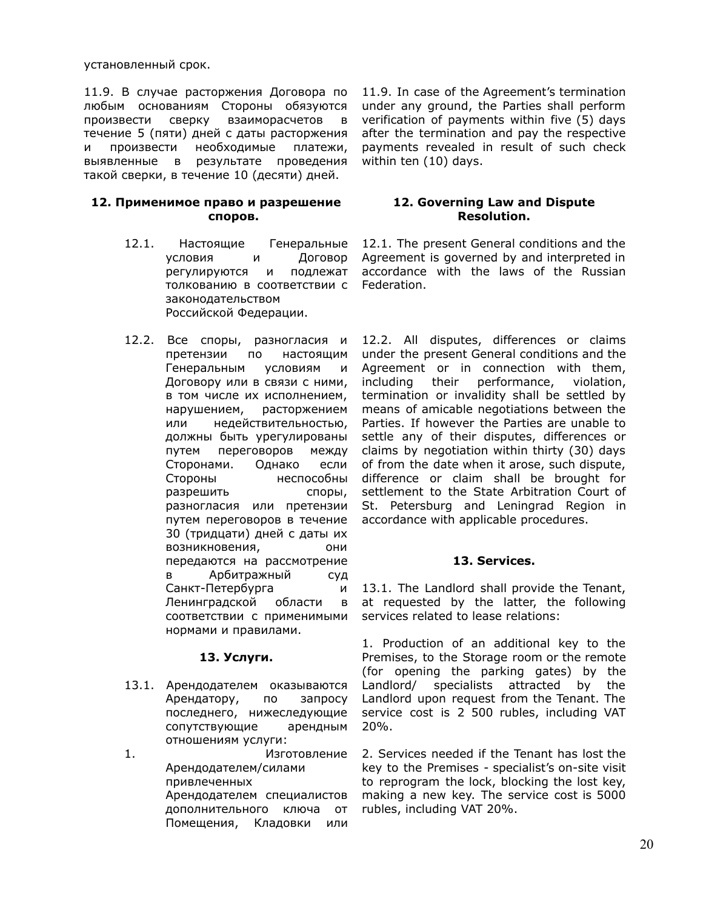установленный срок.

11.9. В случае расторжения Договора по любым основаниям Стороны обязуются произвести сверку взаиморасчетов в течение 5 (пяти) дней с даты расторжения и произвести необходимые платежи, выявленные в результате проведения такой сверки, в течение 10 (десяти) дней.

11.9. In case of the Agreement's termination under any ground, the Parties shall perform verification of payments within five (5) days after the termination and pay the respective payments revealed in result of such check within ten (10) days.

**12. Применимое право и разрешение споров.**

**12. Governing Law and Dispute Resolution.**

12.1. Настоящие Генеральные условия и Договор регулируются и подлежат толкованию в соответствии с законодательством Российской Федерации.

12.1. The present General conditions and the Agreement is governed by and interpreted in accordance with the laws of the Russian Federation.

12.2. Все споры, разногласия и претензии по настоящим Генеральным условиям и Договору или в связи с ними, в том числе их исполнением, нарушением, расторжением или недействительностью, должны быть урегулированы путем переговоров между Сторонами. Однако если Стороны неспособны разрешить споры, разногласия или претензии путем переговоров в течение 30 (тридцати) дней с даты их возникновения, они передаются на рассмотрение в Арбитражный суд Санкт-Петербурга и Ленинградской области в соответствии с применимыми нормами и правилами.

12.2. All disputes, differences or claims under the present General conditions and the Agreement or in connection with them, including their performance, violation, termination or invalidity shall be settled by means of amicable negotiations between the Parties. If however the Parties are unable to settle any of their disputes, differences or claims by negotiation within thirty (30) days of from the date when it arose, such dispute, difference or claim shall be brought for settlement to the State Arbitration Court of St. Petersburg and Leningrad Region in accordance with applicable procedures.

**13. Услуги.**

**13. Services.**

13.1. Арендодателем оказываются Арендатору, по запросу последнего, нижеследующие сопутствующие арендным отношениям услуги:

1. Изготовление Арендодателем/силами привлеченных Арендодателем специалистов дополнительного ключа от Помещения, Кладовки или

13.1. The Landlord shall provide the Tenant, at requested by the latter, the following services related to lease relations:

1. Production of an additional key to the Premises, to the Storage room or the remote (for opening the parking gates) by the Landlord/ specialists attracted by the Landlord upon request from the Tenant. The service cost is 2 500 rubles, including VAT 20%.

2. Services needed if the Tenant has lost the key to the Premises - specialist's on-site visit to reprogram the lock, blocking the lost key, making a new key. The service cost is 5000 rubles, including VAT 20%.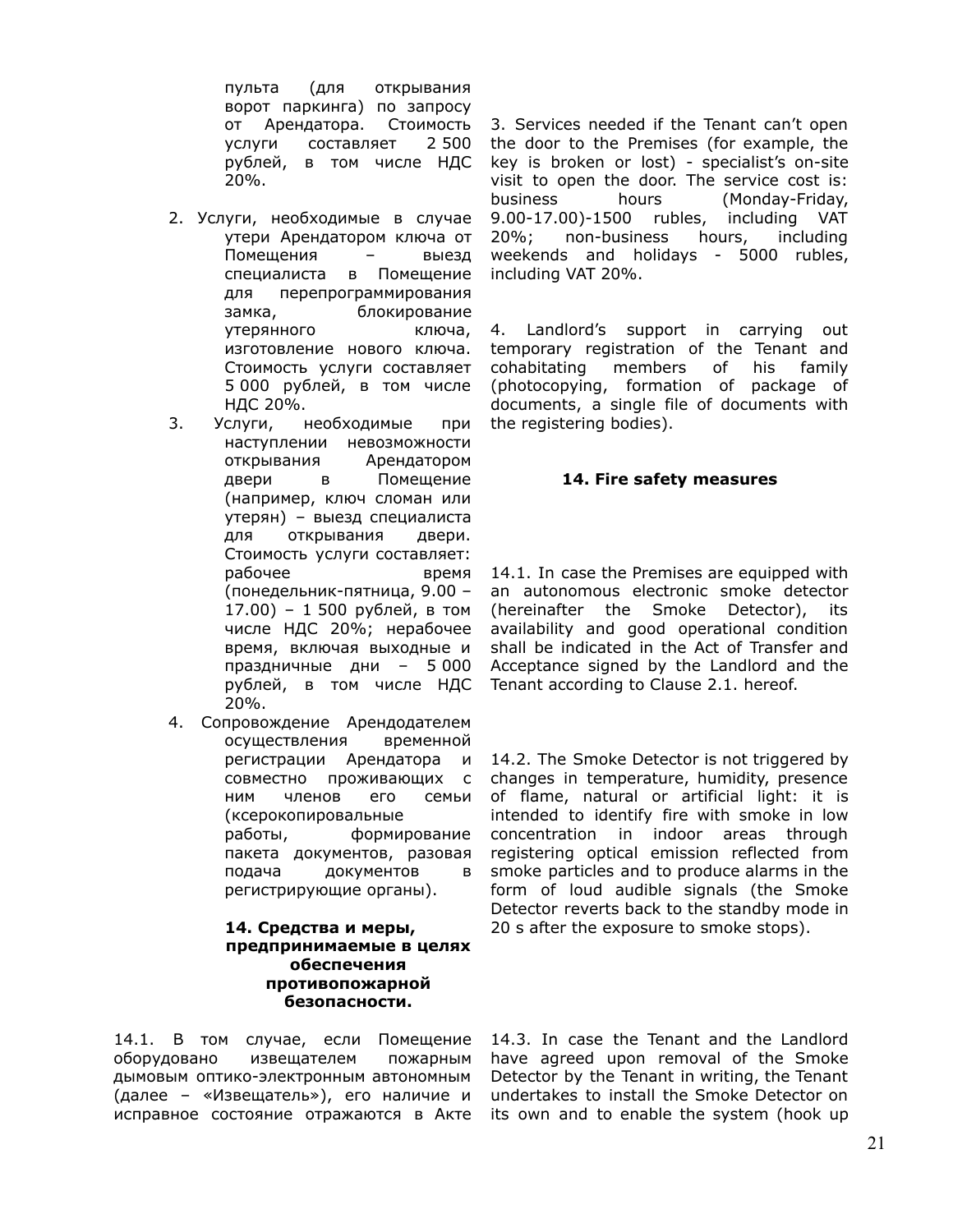пульта (для открывания ворот паркинга) по запросу от Арендатора. Стоимость услуги составляет 2 500 рублей, в том числе НДС 20%.

2. Услуги, необходимые в случае утери Арендатором ключа от Помещения – выезд специалиста в Помещение для перепрограммирования замка, блокирование утерянного ключа, изготовление нового ключа. Стоимость услуги составляет 5 000 рублей, в том числе НДС 20%.
3. Услуги, необходимые при наступлении невозможности открывания Арендатором двери в Помещение (например, ключ сломан или утерян) – выезд специалиста для открывания двери. Стоимость услуги составляет: рабочее время (понедельник-пятница, 9.00 – 17.00) – 1 500 рублей, в том числе НДС 20%; нерабочее время, включая выходные и праздничные дни – 5 000 рублей, в том числе НДС 20%.
4. Сопровождение Арендодателем осуществления временной регистрации Арендатора и совместно проживающих с ним членов его семьи (ксерокопировальные работы, формирование пакета документов, разовая подача документов в регистрирующие органы).

**14. Средства и меры, предпринимаемые в целях обеспечения противопожарной безопасности.**

14.1. В том случае, если Помещение оборудовано извещателем пожарным дымовым оптико-электронным автономным (далее – «Извещатель»), его наличие и исправное состояние отражаются в Акте

3. Services needed if the Tenant can't open the door to the Premises (for example, the key is broken or lost) - specialist's on-site visit to open the door. The service cost is: business hours (Monday-Friday, 9.00-17.00)-1500 rubles, including VAT 20%; non-business hours, including weekends and holidays - 5000 rubles, including VAT 20%.

4. Landlord's support in carrying out temporary registration of the Tenant and cohabitating members of his family (photocopying, formation of package of documents, a single file of documents with the registering bodies).

**14. Fire safety measures**

14.1. In case the Premises are equipped with an autonomous electronic smoke detector (hereinafter the Smoke Detector), its availability and good operational condition shall be indicated in the Act of Transfer and Acceptance signed by the Landlord and the Tenant according to Clause 2.1. hereof.

14.2. The Smoke Detector is not triggered by changes in temperature, humidity, presence of flame, natural or artificial light: it is intended to identify fire with smoke in low concentration in indoor areas through registering optical emission reflected from smoke particles and to produce alarms in the form of loud audible signals (the Smoke Detector reverts back to the standby mode in 20 s after the exposure to smoke stops).

14.3. In case the Tenant and the Landlord have agreed upon removal of the Smoke Detector by the Tenant in writing, the Tenant undertakes to install the Smoke Detector on its own and to enable the system (hook up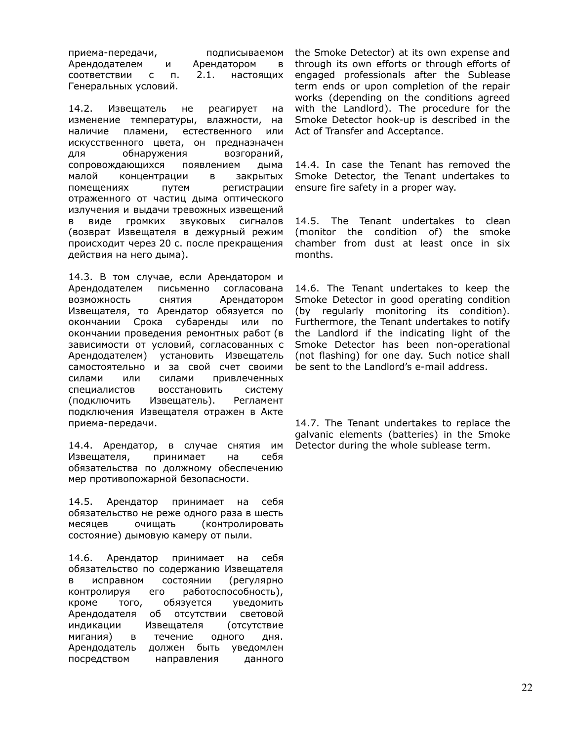приема-передачи, подписываемом Арендодателем и Арендатором в соответствии с п. 2.1. настоящих Генеральных условий.

14.2. Извещатель не реагирует на изменение температуры, влажности, на наличие пламени, естественного или искусственного цвета, он предназначен для обнаружения возгораний, сопровождающихся появлением дыма малой концентрации в закрытых помещениях путем регистрации отраженного от частиц дыма оптического излучения и выдачи тревожных извещений в виде громких звуковых сигналов (возврат Извещателя в дежурный режим происходит через 20 с. после прекращения действия на него дыма).

14.3. В том случае, если Арендатором и Арендодателем письменно согласована возможность снятия Арендатором Извещателя, то Арендатор обязуется по окончании Срока субаренды или по окончании проведения ремонтных работ (в зависимости от условий, согласованных с Арендодателем) установить Извещатель самостоятельно и за свой счет своими силами или силами привлеченных специалистов восстановить систему (подключить Извещатель). Регламент подключения Извещателя отражен в Акте приема-передачи.

14.4. Арендатор, в случае снятия им Извещателя, принимает на себя обязательства по должному обеспечению мер противопожарной безопасности.

14.5. Арендатор принимает на себя обязательство не реже одного раза в шесть месяцев очищать (контролировать состояние) дымовую камеру от пыли.

14.6. Арендатор принимает на себя обязательство по содержанию Извещателя в исправном состоянии (регулярно контролируя его работоспособность), кроме того, обязуется уведомить Арендодателя об отсутствии световой индикации Извещателя (отсутствие мигания) в течение одного дня. Арендодатель должен быть уведомлен посредством направления данного

the Smoke Detector) at its own expense and through its own efforts or through efforts of engaged professionals after the Sublease term ends or upon completion of the repair works (depending on the conditions agreed with the Landlord). The procedure for the Smoke Detector hook-up is described in the Act of Transfer and Acceptance.

14.4. In case the Tenant has removed the Smoke Detector, the Tenant undertakes to ensure fire safety in a proper way.

14.5. The Tenant undertakes to clean (monitor the condition of) the smoke chamber from dust at least once in six months.

14.6. The Tenant undertakes to keep the Smoke Detector in good operating condition (by regularly monitoring its condition). Furthermore, the Tenant undertakes to notify the Landlord if the indicating light of the Smoke Detector has been non-operational (not flashing) for one day. Such notice shall be sent to the Landlord's e-mail address.

14.7. The Tenant undertakes to replace the galvanic elements (batteries) in the Smoke Detector during the whole sublease term.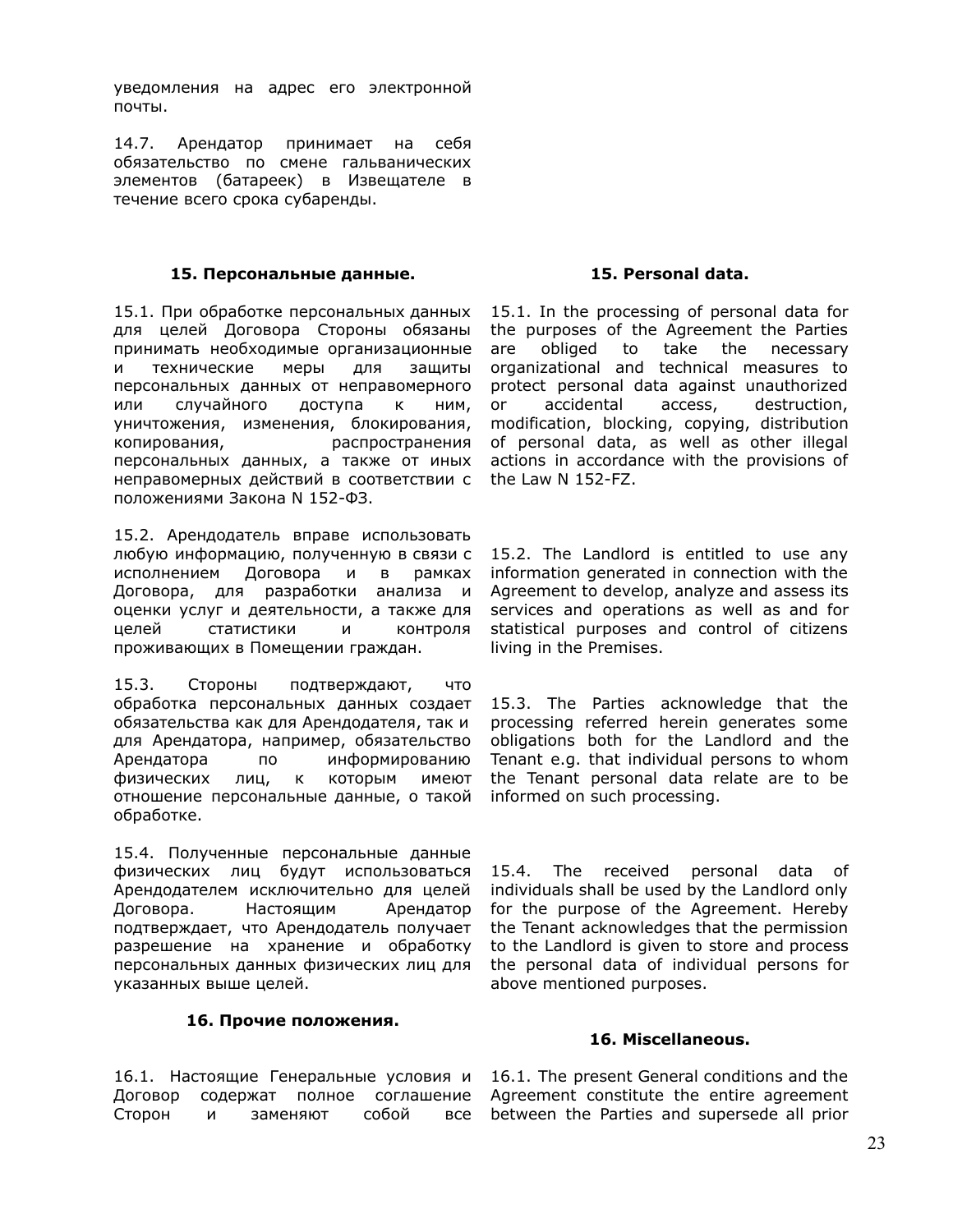уведомления на адрес его электронной почты.

14.7. Арендатор принимает на себя обязательство по смене гальванических элементов (батареек) в Извещателе в течение всего срока субаренды.

### 15. Персональные данные.

15.1. При обработке персональных данных для целей Договора Стороны обязаны принимать необходимые организационные и технические меры для защиты персональных данных от неправомерного или случайного доступа к ним, уничтожения, изменения, блокирования, копирования, распространения персональных данных, а также от иных неправомерных действий в соответствии с положениями Закона N 152-ФЗ.

15.2. Арендодатель вправе использовать любую информацию, полученную в связи с исполнением Договора и в рамках Договора, для разработки анализа и оценки услуг и деятельности, а также для целей статистики и контроля проживающих в Помещении граждан.

15.3. Стороны подтверждают, что обработка персональных данных создает обязательства как для Арендодателя, так и для Арендатора, например, обязательство Арендатора по информированию физических лиц, к которым имеют отношение персональные данные, о такой обработке.

15.4. Полученные персональные данные физических лиц будут использоваться Арендодателем исключительно для целей Договора. Настоящим Арендатор подтверждает, что Арендодатель получает разрешение на хранение и обработку персональных данных физических лиц для указанных выше целей.

### 16. Прочие положения.

16.1. Настоящие Генеральные условия и Договор содержат полное соглашение Сторон и заменяют собой все

### 15. Personal data.

15.1. In the processing of personal data for the purposes of the Agreement the Parties are obliged to take the necessary organizational and technical measures to protect personal data against unauthorized or accidental access, destruction, modification, blocking, copying, distribution of personal data, as well as other illegal actions in accordance with the provisions of the Law N 152-FZ.

15.2. The Landlord is entitled to use any information generated in connection with the Agreement to develop, analyze and assess its services and operations as well as and for statistical purposes and control of citizens living in the Premises.

15.3. The Parties acknowledge that the processing referred herein generates some obligations both for the Landlord and the Tenant e.g. that individual persons to whom the Tenant personal data relate are to be informed on such processing.

15.4. The received personal data of individuals shall be used by the Landlord only for the purpose of the Agreement. Hereby the Tenant acknowledges that the permission to the Landlord is given to store and process the personal data of individual persons for above mentioned purposes.

### 16. Miscellaneous.

16.1. The present General conditions and the Agreement constitute the entire agreement between the Parties and supersede all prior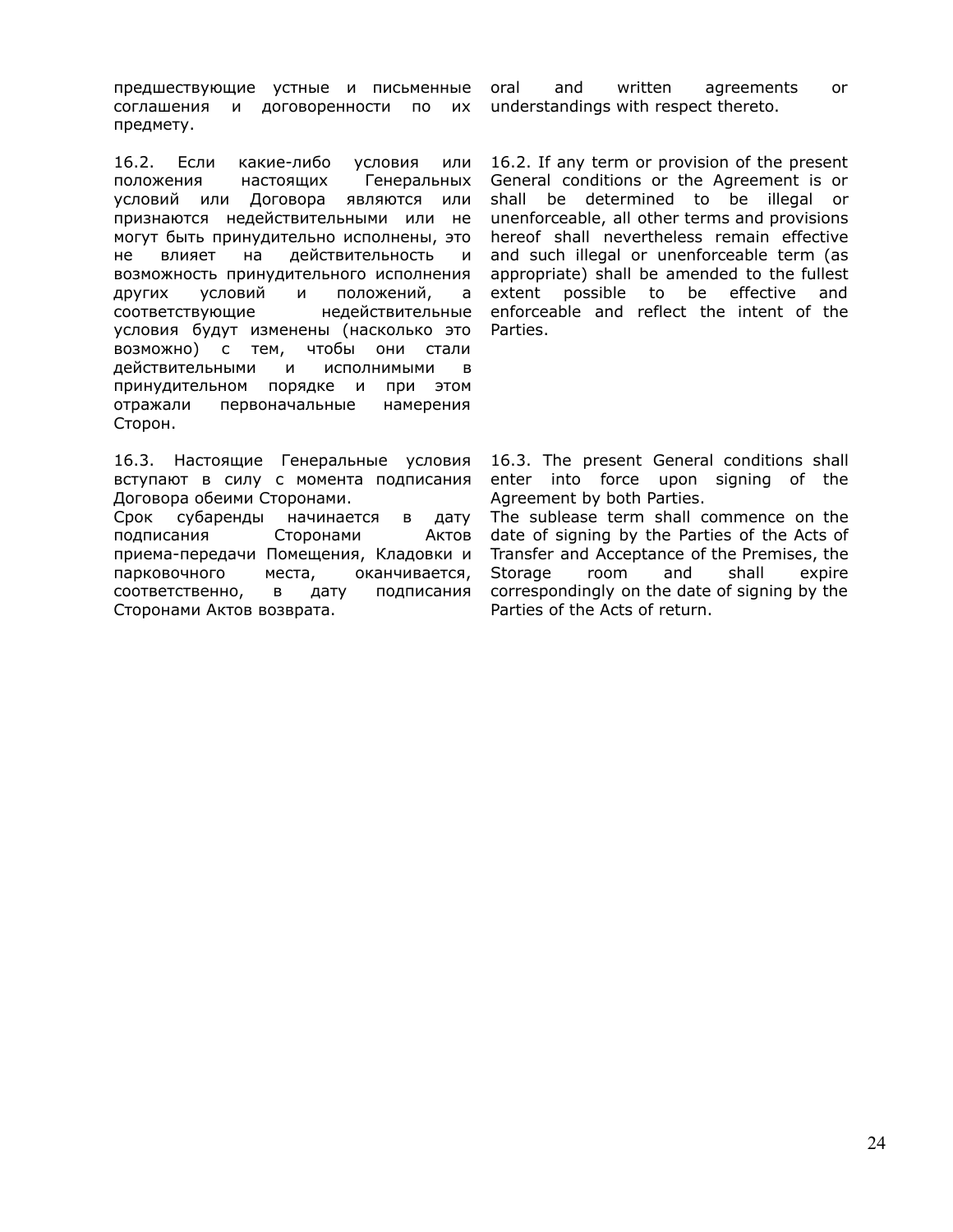предшествующие устные и письменные соглашения и договоренности по их предмету.

oral and written agreements or understandings with respect thereto.

16.2. Если какие-либо условия или положения настоящих Генеральных условий или Договора являются или признаются недействительными или не могут быть принудительно исполнены, это не влияет на действительность и возможность принудительного исполнения других условий и положений, а соответствующие недействительные условия будут изменены (насколько это возможно) с тем, чтобы они стали действительными и исполнимыми в принудительном порядке и при этом отражали первоначальные намерения Сторон.

16.2. If any term or provision of the present General conditions or the Agreement is or shall be determined to be illegal or unenforceable, all other terms and provisions hereof shall nevertheless remain effective and such illegal or unenforceable term (as appropriate) shall be amended to the fullest extent possible to be effective and enforceable and reflect the intent of the Parties.

16.3. Настоящие Генеральные условия вступают в силу с момента подписания Договора обеими Сторонами.
Срок субаренды начинается в дату подписания Сторонами Актов приема-передачи Помещения, Кладовки и парковочного места, оканчивается, соответственно, в дату подписания Сторонами Актов возврата.

16.3. The present General conditions shall enter into force upon signing of the Agreement by both Parties.
The sublease term shall commence on the date of signing by the Parties of the Acts of Transfer and Acceptance of the Premises, the Storage room and shall expire correspondingly on the date of signing by the Parties of the Acts of return.